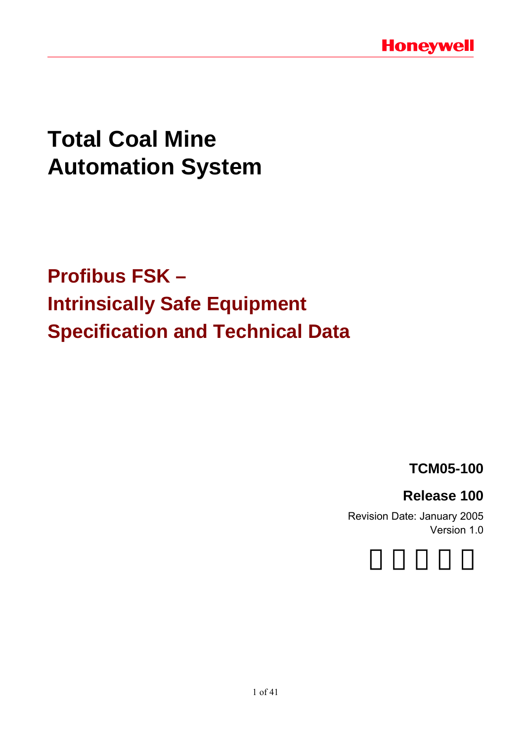# Total Coal Mine Automation System

## Profibus FSK – Intrinsically Safe Equipment Specification and Technical Data

**TCM05-100**

**Release 100**

Revision Date: January 2005

Version 1.0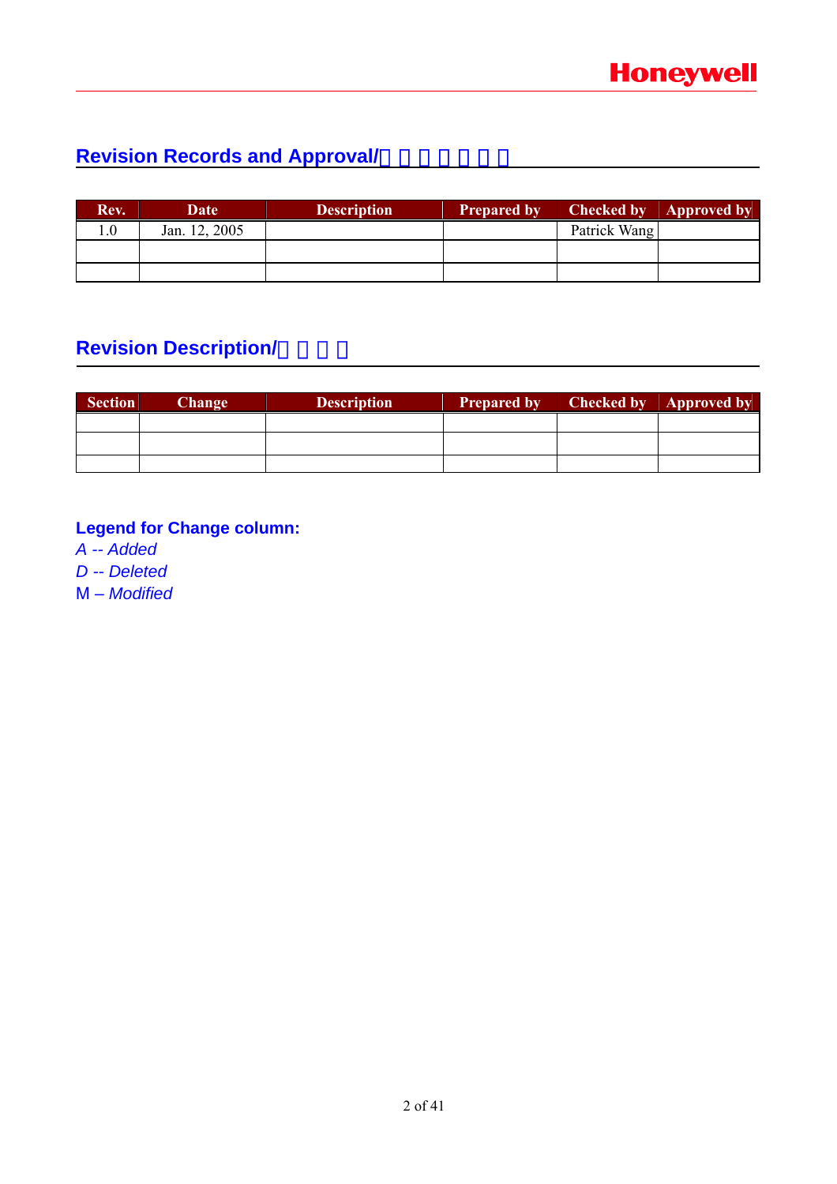## Revision Records and Approval/

| Rev. | Date | Description | Prepared by | Checked by | Approved by |
|---|---|---|---|---|---|
| 1.0 | Jan. 12, 2005 | | | Patrick Wang | |
| | | | | | |
| | | | | | |

## Revision Description/

| Section | Change | Description | Prepared by | Checked by | Approved by |
|---|---|---|---|---|---|
| | | | | | |
| | | | | | |
| | | | | | |

**Legend for Change column:**

*A -- Added*

*D -- Deleted*

M – *Modified*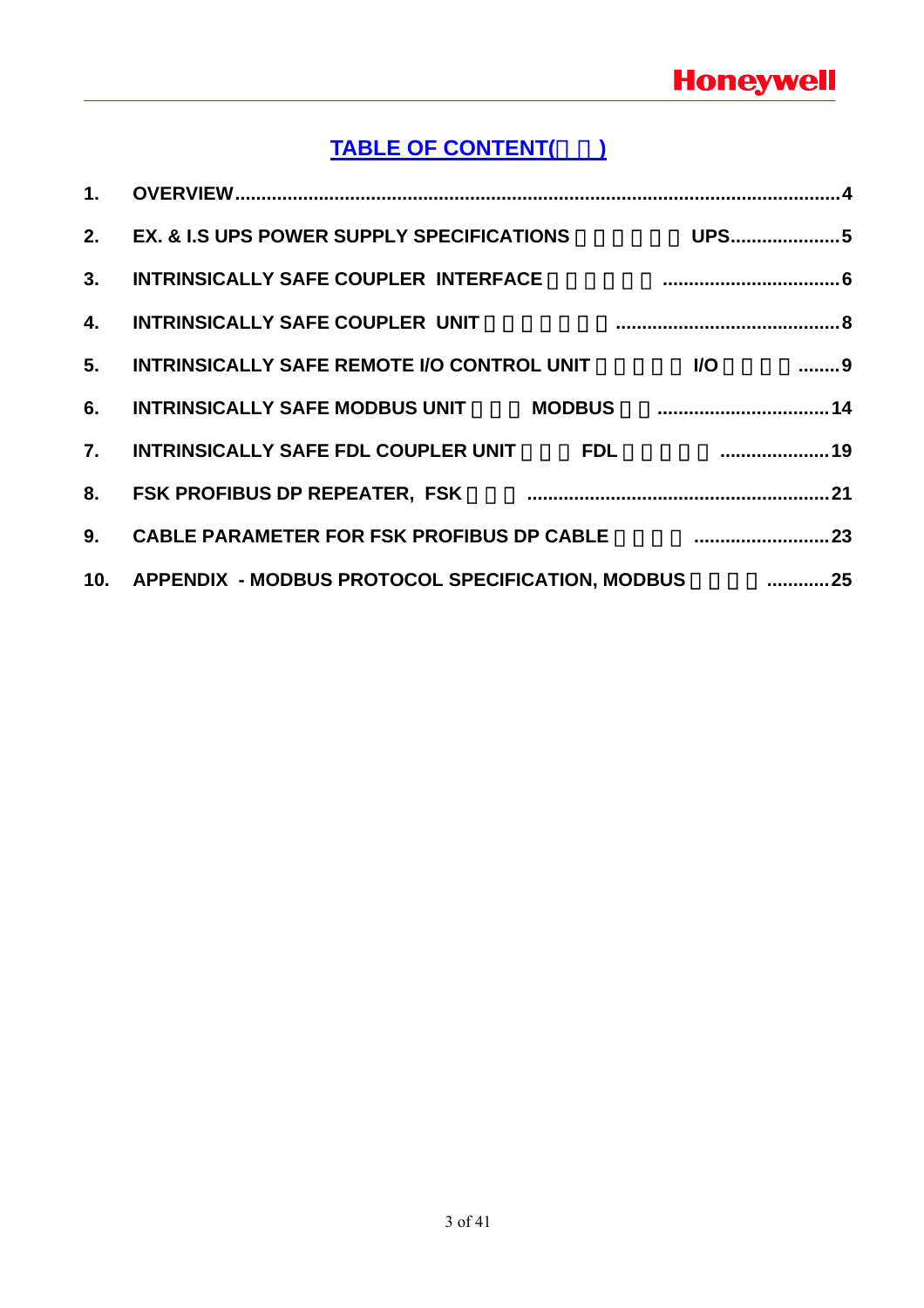# TABLE OF CONTENT(　　)

1. OVERVIEW....4
2. EX. & I.S UPS POWER SUPPLY SPECIFICATIONS　　　　　UPS....5
3. INTRINSICALLY SAFE COUPLER INTERFACE　　　　　....6
4. INTRINSICALLY SAFE COUPLER UNIT　　　　　....8
5. INTRINSICALLY SAFE REMOTE I/O CONTROL UNIT　　　　I/O　　　　....9
6. INTRINSICALLY SAFE MODBUS UNIT　　　MODBUS　　....14
7. INTRINSICALLY SAFE FDL COUPLER UNIT　　　FDL　　　　　....19
8. FSK PROFIBUS DP REPEATER, FSK　　　....21
9. CABLE PARAMETER FOR FSK PROFIBUS DP CABLE　　　　....23
10. APPENDIX - MODBUS PROTOCOL SPECIFICATION, MODBUS　　　　....25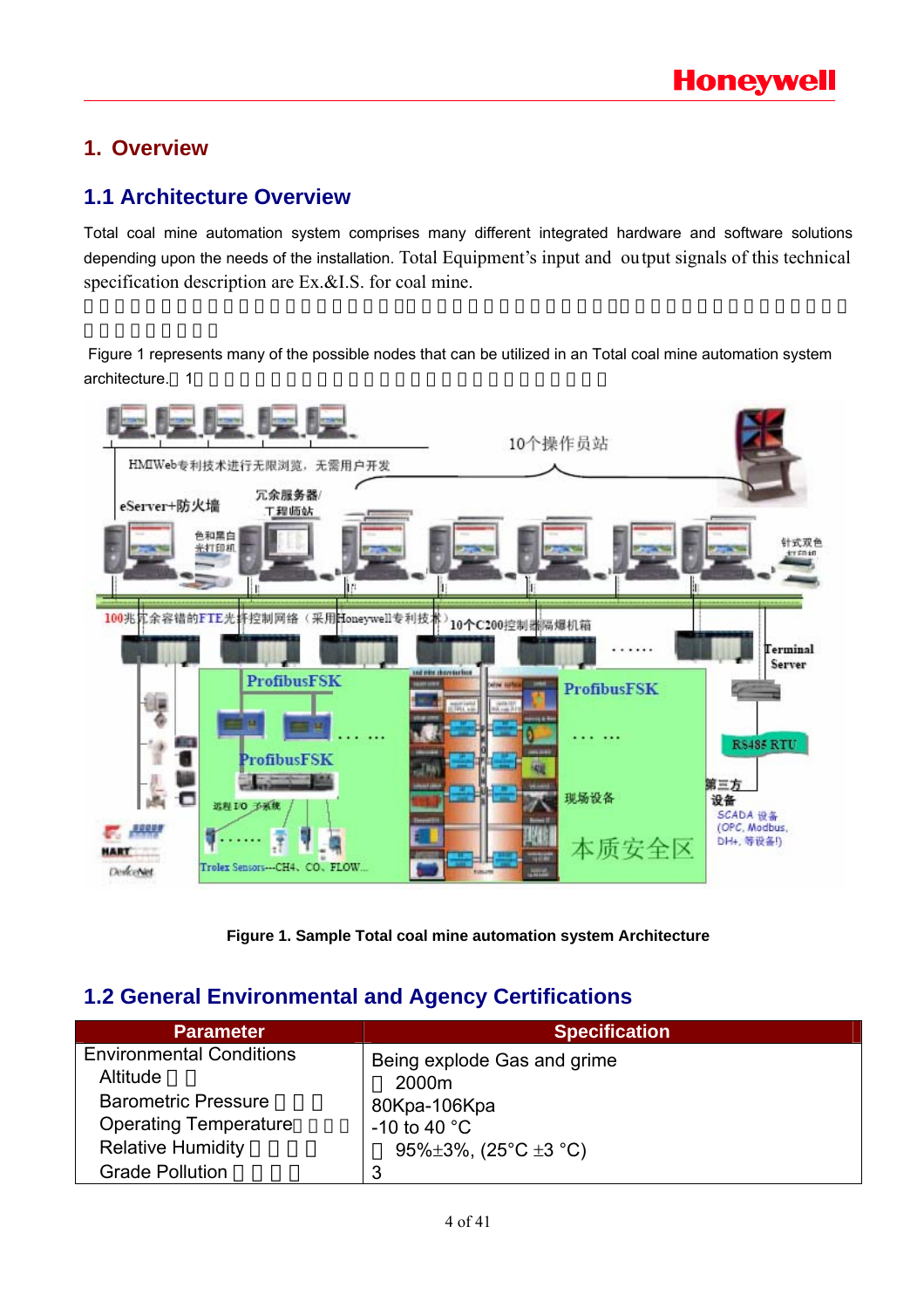# 1. Overview

## 1.1 Architecture Overview

Total coal mine automation system comprises many different integrated hardware and software solutions depending upon the needs of the installation. Total Equipment's input and output signals of this technical specification description are Ex.&I.S. for coal mine.

Figure 1 represents many of the possible nodes that can be utilized in an Total coal mine automation system architecture. 1

Figure 1. Sample Total coal mine automation system Architecture

## 1.2 General Environmental and Agency Certifications

| Parameter | Specification |
|---|---|
| Environmental Conditions | Being explode Gas and grime |
| Altitude | 2000m |
| Barometric Pressure | 80Kpa-106Kpa |
| Operating Temperature | -10 to 40 °C |
| Relative Humidity | 95%±3%, (25°C ±3 °C) |
| Grade Pollution | 3 |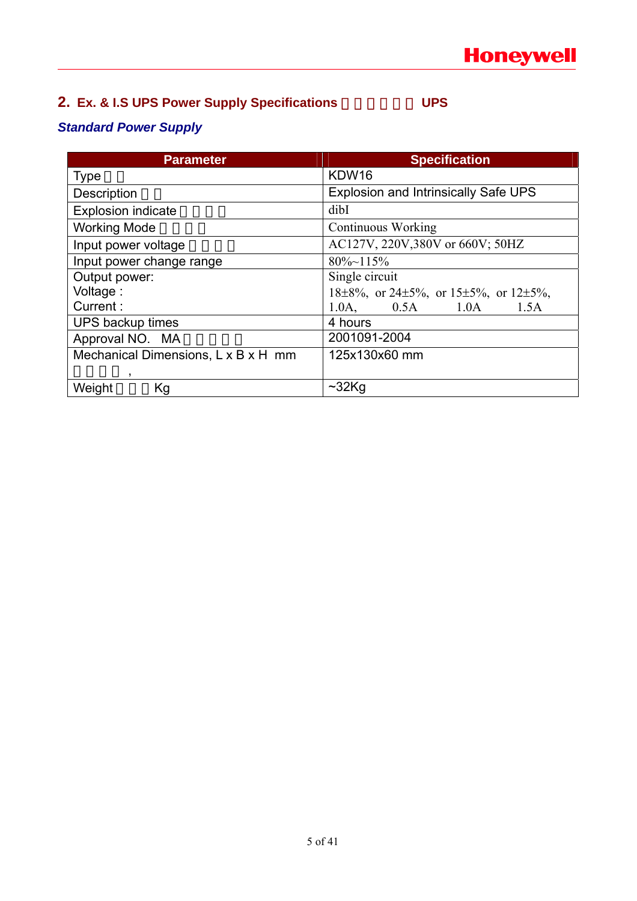## 2. Ex. & I.S UPS Power Supply Specifications □□□□□ UPS

### *Standard Power Supply*

| Parameter | Specification |
|---|---|
| Type □□ | KDW16 |
| Description □□ | Explosion and Intrinsically Safe UPS |
| Explosion indicate □□□□ | dibI |
| Working Mode □□□□ | Continuous Working |
| Input power voltage □□□□ | AC127V, 220V,380V or 660V; 50HZ |
| Input power change range | 80%~115% |
| Output power:<br>Voltage :<br>Current : | Single circuit<br>18±8%, or 24±5%, or 15±5%, or 12±5%,<br>1.0A, 0.5A 1.0A 1.5A |
| UPS backup times | 4 hours |
| Approval NO. MA□□□□□ | 2001091-2004 |
| Mechanical Dimensions, L x B x H mm<br>□□□□ , | 125x130x60 mm |
| Weight□□□Kg | ~32Kg |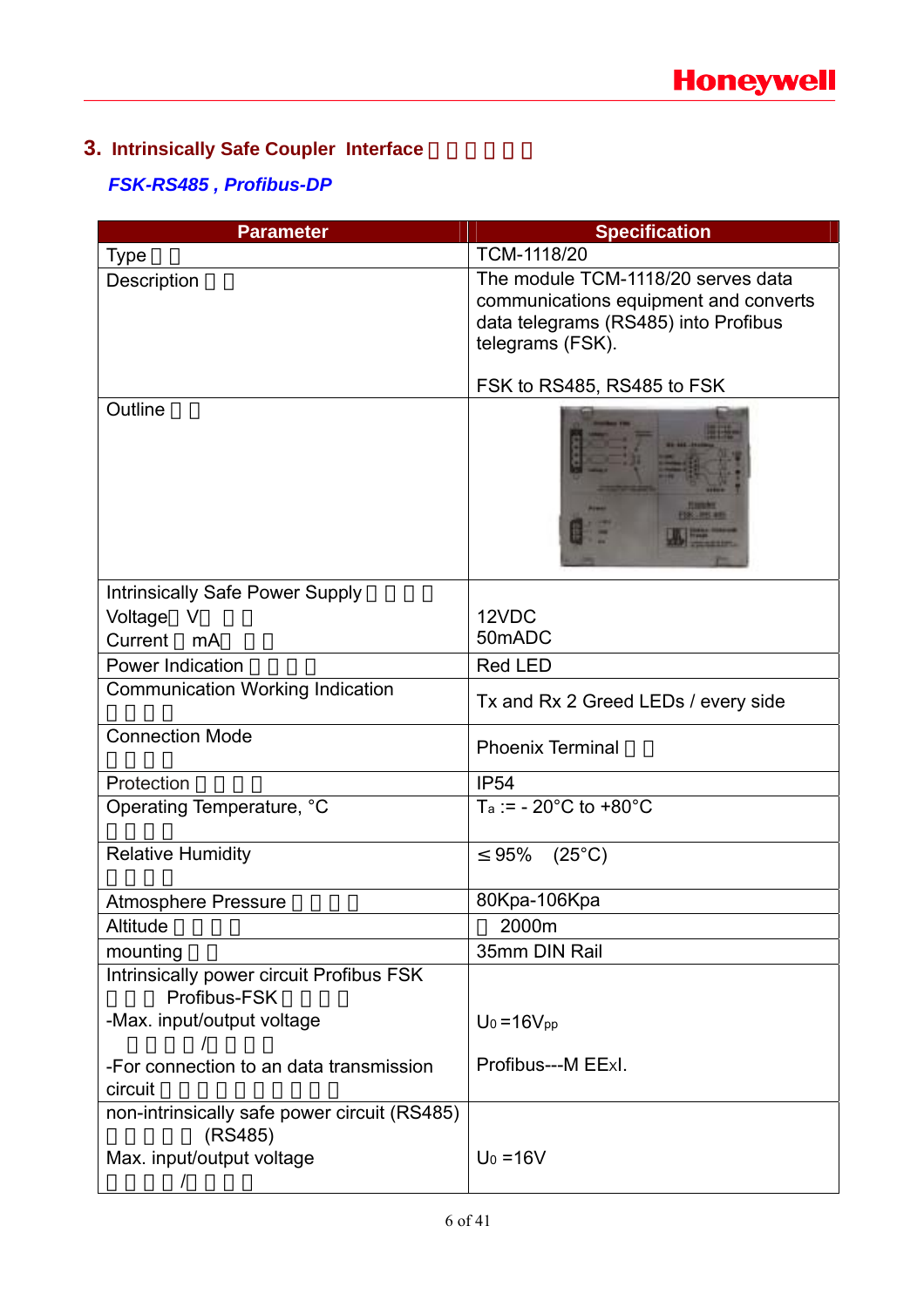## 3. Intrinsically Safe Coupler Interface 本安耦合接口

### *FSK-RS485 , Profibus-DP*

| Parameter | Specification |
|---|---|
| Type 型号 | TCM-1118/20 |
| Description 描述 | The module TCM-1118/20 serves data communications equipment and converts data telegrams (RS485) into Profibus telegrams (FSK).<br><br>FSK to RS485, RS485 to FSK |
| Outline 外形 | |
| Intrinsically Safe Power Supply 本安电源<br>Voltage（V）电压<br>Current （mA）电流 | <br>12VDC<br>50mADC |
| Power Indication 电源指示 | Red LED |
| Communication Working Indication 通讯指示 | Tx and Rx 2 Greed LEDs / every side |
| Connection Mode 连接方式 | Phoenix Terminal 端子 |
| Protection 防护等级 | IP54 |
| Operating Temperature, °C 工作温度 | $T_a$ := - 20°C to +80°C |
| Relative Humidity 相对湿度 | ≤95% (25°C) |
| Atmosphere Pressure 大气压力 | 80Kpa-106Kpa |
| Altitude 海拔高度 | ≤ 2000m |
| mounting 安装 | 35mm DIN Rail |
| Intrinsically power circuit Profibus FSK 本安侧 Profibus-FSK 电路参数<br>-Max. input/output voltage 最大输入/输出电压<br>-For connection to an data transmission circuit 用于连接数据传输电路 | $U_0$ =16$V_{pp}$<br><br>Profibus---M EExI. |
| non-intrinsically safe power circuit (RS485) 非本安电路 (RS485)<br>Max. input/output voltage 最大输入/输出电压 | $U_0$ =16V |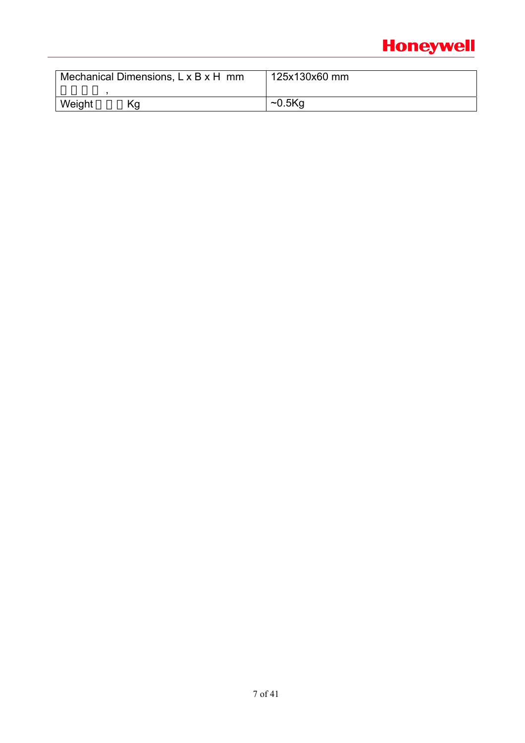| Mechanical Dimensions, L x B x H mm<br>， | 125x130x60 mm |
|---|---|
| Weight Kg | ~0.5Kg |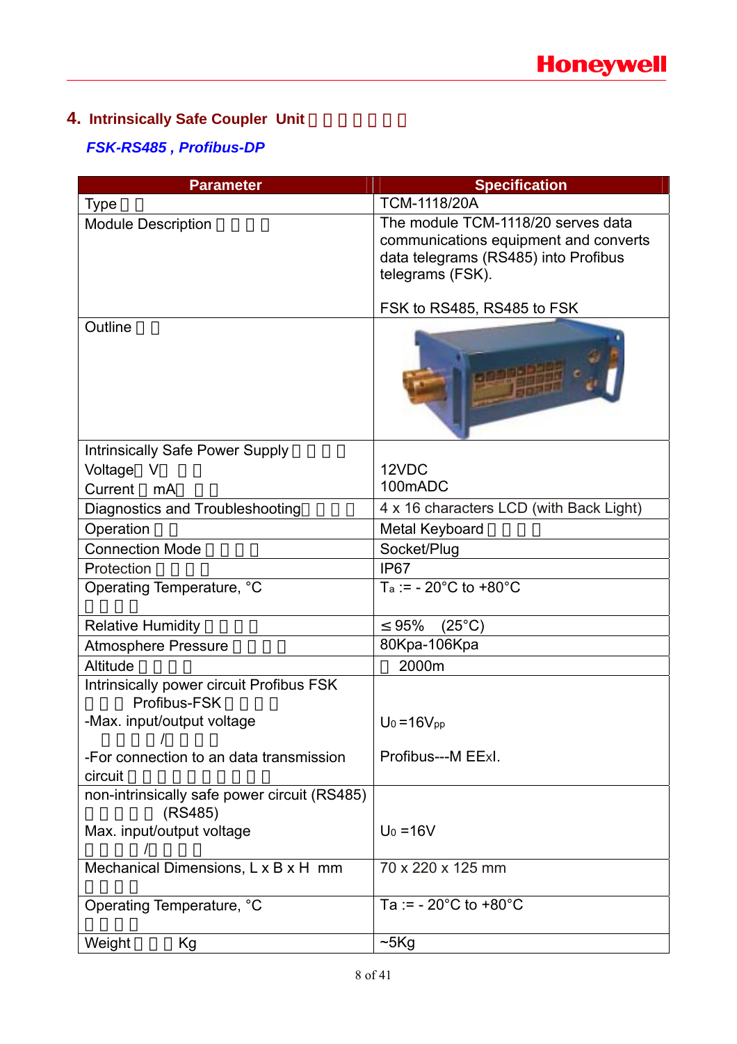## 4. Intrinsically Safe Coupler Unit

### *FSK-RS485 , Profibus-DP*

| Parameter | Specification |
|---|---|
| Type | TCM-1118/20A |
| Module Description | The module TCM-1118/20 serves data communications equipment and converts data telegrams (RS485) into Profibus telegrams (FSK).<br><br>FSK to RS485, RS485 to FSK |
| Outline | |
| Intrinsically Safe Power Supply<br>Voltage V<br>Current mA | <br>12VDC<br>100mADC |
| Diagnostics and Troubleshooting | 4 x 16 characters LCD (with Back Light) |
| Operation | Metal Keyboard |
| Connection Mode | Socket/Plug |
| Protection | IP67 |
| Operating Temperature, °C | $T_a$ := - 20°C to +80°C |
| Relative Humidity | ≤ 95% (25°C) |
| Atmosphere Pressure | 80Kpa-106Kpa |
| Altitude | 2000m |
| Intrinsically power circuit Profibus FSK<br>Profibus-FSK<br>-Max. input/output voltage<br>/<br>-For connection to an data transmission circuit | <br><br>$U_0$ =16$V_{pp}$<br><br>Profibus---M EExI. |
| non-intrinsically safe power circuit (RS485)<br>(RS485)<br>Max. input/output voltage<br>/ | <br><br>$U_0$ =16V |
| Mechanical Dimensions, L x B x H mm | 70 x 220 x 125 mm |
| Operating Temperature, °C | Ta := - 20°C to +80°C |
| Weight Kg | ~5Kg |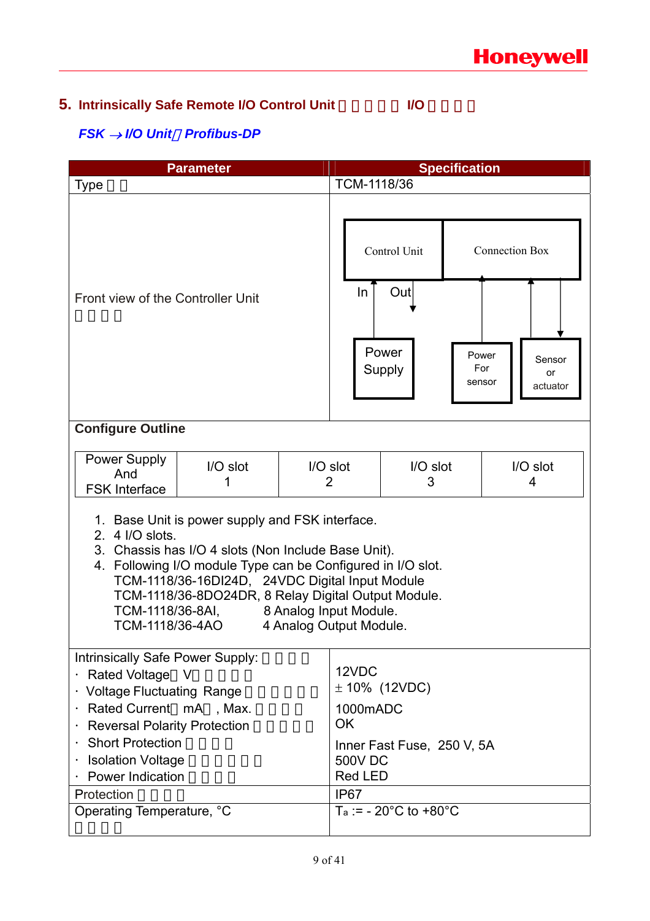## 5. Intrinsically Safe Remote I/O Control Unit □□□□□ I/O □□□□

### *FSK → I/O Unit，Profibus-DP*

| Parameter | Specification |
|---|---|
| Type □□ | TCM-1118/36 |
| Front view of the Controller Unit □□□□ | Control Unit / Connection Box; In, Out; Power Supply; Power For sensor; Sensor or actuator |

**Configure Outline**

| Power Supply And FSK Interface | I/O slot 1 | I/O slot 2 | I/O slot 3 | I/O slot 4 |
|---|---|---|---|---|

1. Base Unit is power supply and FSK interface.
2. 4 I/O slots.
3. Chassis has I/O 4 slots (Non Include Base Unit).
4. Following I/O module Type can be Configured in I/O slot.
   TCM-1118/36-16DI24D, 24VDC Digital Input Module
   TCM-1118/36-8DO24DR, 8 Relay Digital Output Module.
   TCM-1118/36-8AI, 8 Analog Input Module.
   TCM-1118/36-4AO 4 Analog Output Module.

| Parameter | Specification |
|---|---|
| Intrinsically Safe Power Supply: □□□□ | |
| · Rated Voltage（V）□□□□□ | 12VDC |
| · Voltage Fluctuating Range □□□□□□ | ± 10% (12VDC) |
| · Rated Current（mA）, Max. □□□□ | 1000mADC |
| · Reversal Polarity Protection □□□□□ | OK |
| · Short Protection □□□□ | Inner Fast Fuse, 250 V, 5A |
| · Isolation Voltage □□□□□□ | 500V DC |
| · Power Indication □□□□ | Red LED |
| Protection □□□□ | IP67 |
| Operating Temperature, °C □□□□ | $T_a$ := - 20°C to +80°C |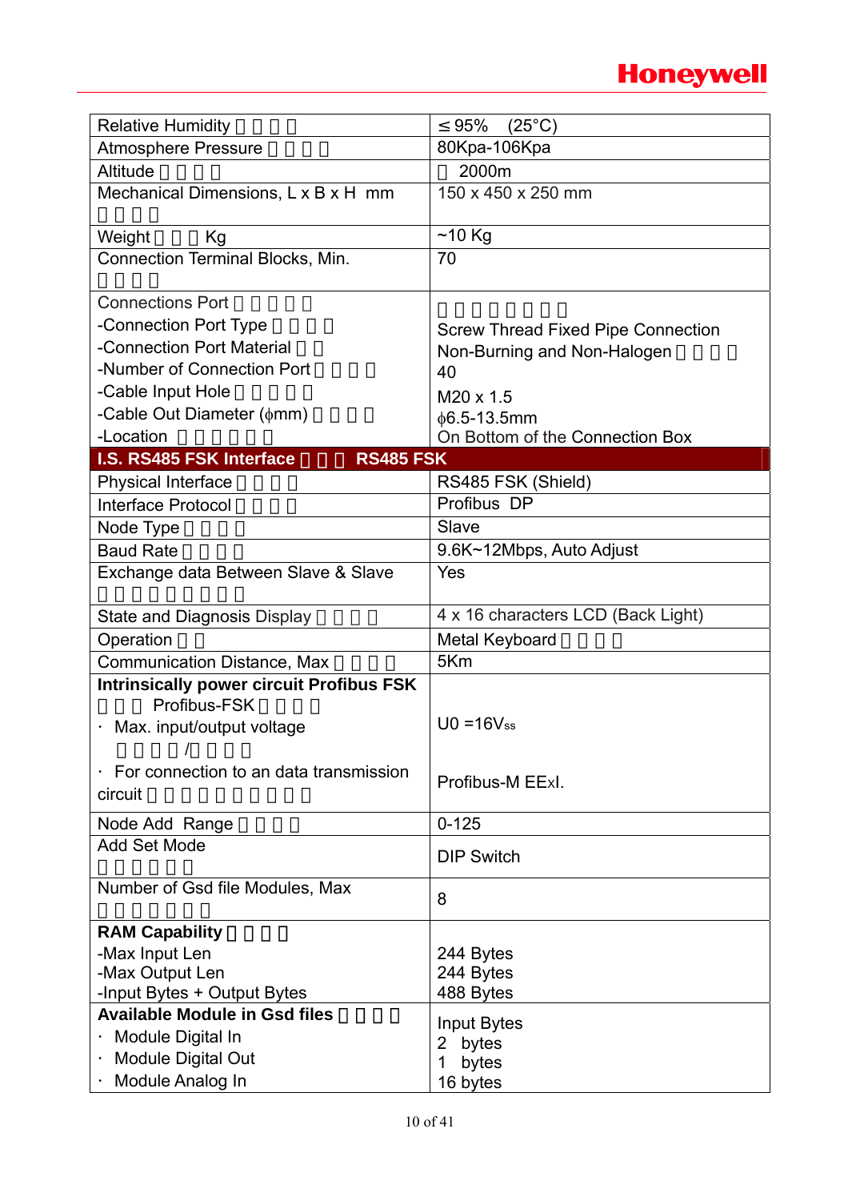| Relative Humidity | ≤ 95% (25°C) |
|---|---|
| Atmosphere Pressure | 80Kpa-106Kpa |
| Altitude | 2000m |
| Mechanical Dimensions, L x B x H mm | 150 x 450 x 250 mm |
| Weight Kg | ~10 Kg |
| Connection Terminal Blocks, Min. | 70 |
| Connections Port<br>-Connection Port Type<br>-Connection Port Material<br>-Number of Connection Port<br>-Cable Input Hole<br>-Cable Out Diameter (ϕmm)<br>-Location | Screw Thread Fixed Pipe Connection<br>Non-Burning and Non-Halogen<br>40<br>M20 x 1.5<br>ϕ6.5-13.5mm<br>On Bottom of the Connection Box |
| **I.S. RS485 FSK Interface RS485 FSK** | |
| Physical Interface | RS485 FSK (Shield) |
| Interface Protocol | Profibus DP |
| Node Type | Slave |
| Baud Rate | 9.6K~12Mbps, Auto Adjust |
| Exchange data Between Slave & Slave | Yes |
| State and Diagnosis Display | 4 x 16 characters LCD (Back Light) |
| Operation | Metal Keyboard |
| Communication Distance, Max | 5Km |
| **Intrinsically power circuit Profibus FSK**<br>Profibus-FSK<br>· Max. input/output voltage<br>/<br>· For connection to an data transmission circuit | $U0 = 16V_{ss}$<br><br>Profibus-M EExI. |
| Node Add Range | 0-125 |
| Add Set Mode | DIP Switch |
| Number of Gsd file Modules, Max | 8 |
| **RAM Capability**<br>-Max Input Len<br>-Max Output Len<br>-Input Bytes + Output Bytes | <br>244 Bytes<br>244 Bytes<br>488 Bytes |
| **Available Module in Gsd files**<br>· Module Digital In<br>· Module Digital Out<br>· Module Analog In | Input Bytes<br>2 bytes<br>1 bytes<br>16 bytes |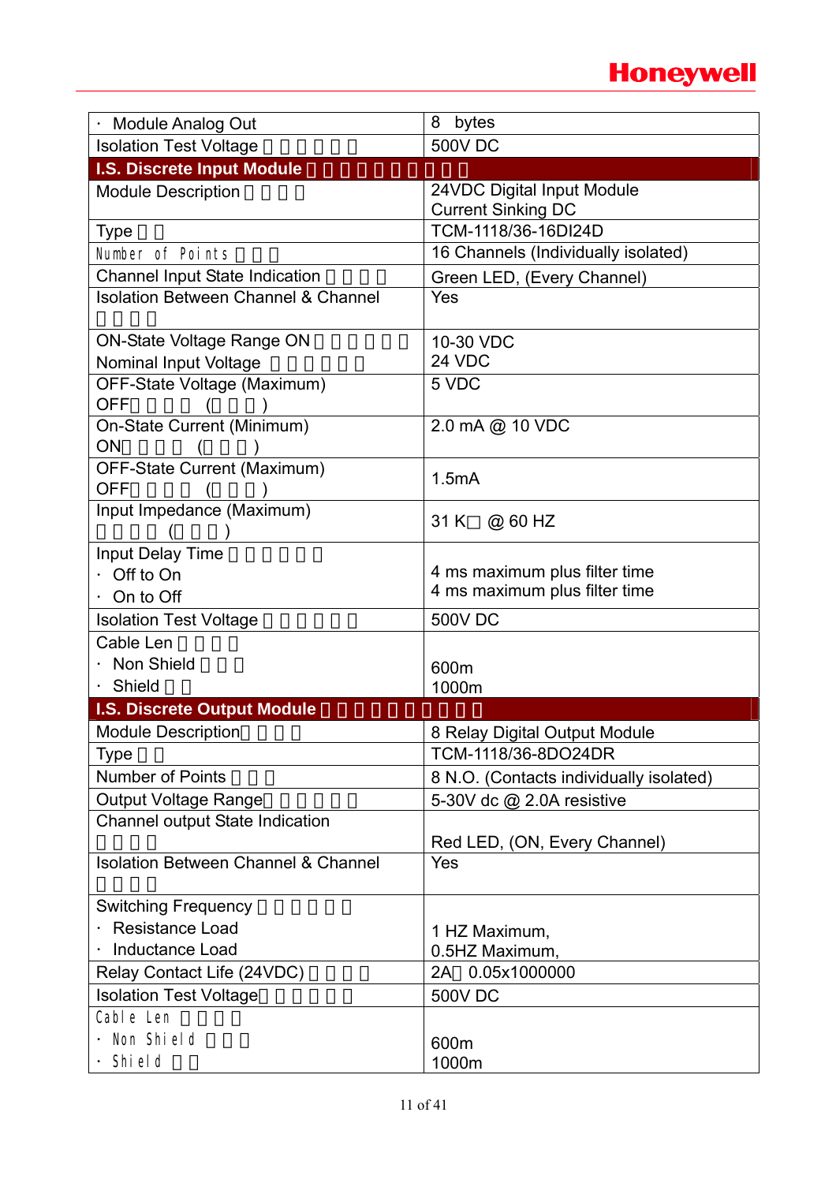| · Module Analog Out | 8 bytes |
|---|---|
| Isolation Test Voltage | 500V DC |
| **I.S. Discrete Input Module** | |
| Module Description | 24VDC Digital Input Module<br>Current Sinking DC |
| Type | TCM-1118/36-16DI24D |
| Number of Points | 16 Channels (Individually isolated) |
| Channel Input State Indication | Green LED, (Every Channel) |
| Isolation Between Channel & Channel | Yes |
| ON-State Voltage Range ON<br>Nominal Input Voltage | 10-30 VDC<br>24 VDC |
| OFF-State Voltage (Maximum)<br>OFF ( ) | 5 VDC |
| On-State Current (Minimum)<br>ON ( ) | 2.0 mA @ 10 VDC |
| OFF-State Current (Maximum)<br>OFF ( ) | 1.5mA |
| Input Impedance (Maximum)<br>( ) | 31 K□ @ 60 HZ |
| Input Delay Time<br>· Off to On<br>· On to Off | 4 ms maximum plus filter time<br>4 ms maximum plus filter time |
| Isolation Test Voltage | 500V DC |
| Cable Len<br>· Non Shield<br>· Shield | 600m<br>1000m |
| **I.S. Discrete Output Module** | |
| Module Description | 8 Relay Digital Output Module |
| Type | TCM-1118/36-8DO24DR |
| Number of Points | 8 N.O. (Contacts individually isolated) |
| Output Voltage Range | 5-30V dc @ 2.0A resistive |
| Channel output State Indication | Red LED, (ON, Every Channel) |
| Isolation Between Channel & Channel | Yes |
| Switching Frequency<br>· Resistance Load<br>· Inductance Load | 1 HZ Maximum,<br>0.5HZ Maximum, |
| Relay Contact Life (24VDC) | 2A 0.05x1000000 |
| Isolation Test Voltage | 500V DC |
| Cable Len<br>· Non Shield<br>· Shield | 600m<br>1000m |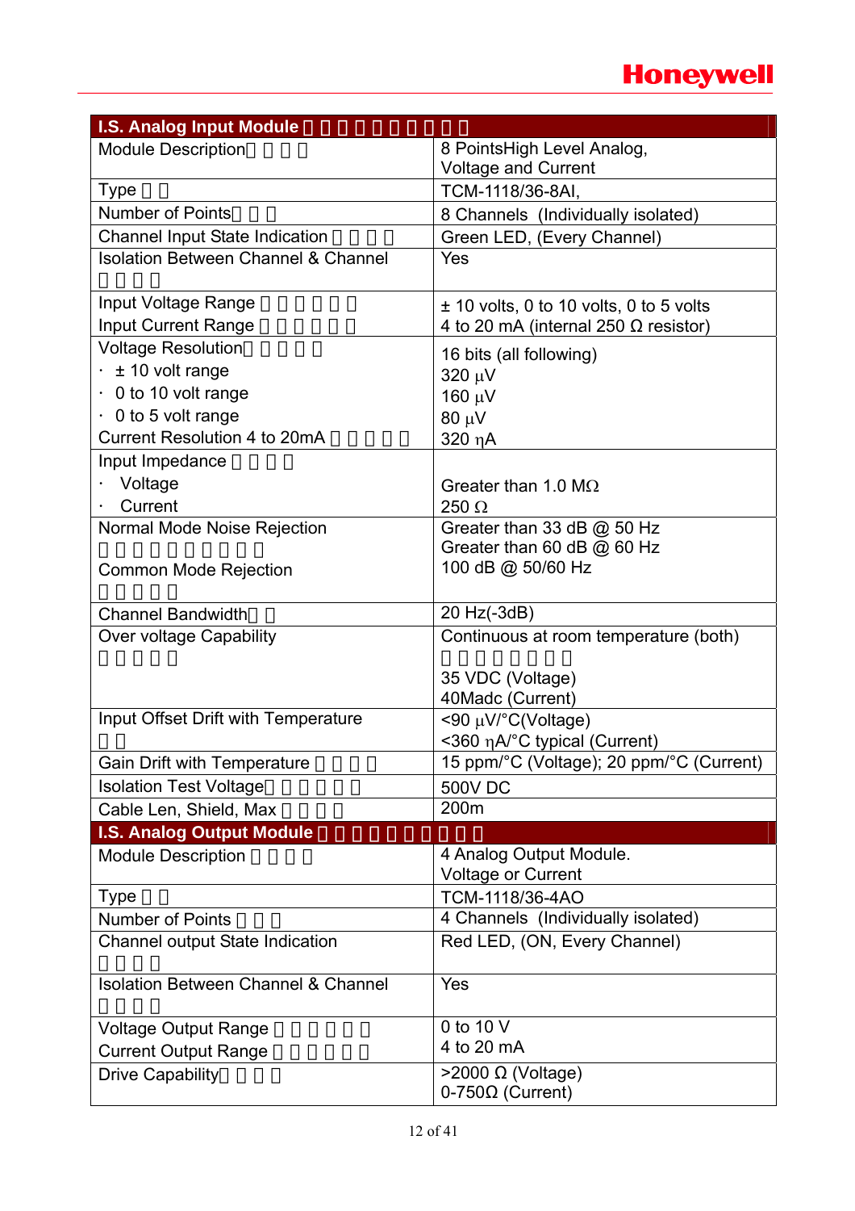| I.S. Analog Input Module | |
|---|---|
| Module Description | 8 PointsHigh Level Analog, Voltage and Current |
| Type | TCM-1118/36-8AI, |
| Number of Points | 8 Channels (Individually isolated) |
| Channel Input State Indication | Green LED, (Every Channel) |
| Isolation Between Channel & Channel | Yes |
| Input Voltage Range<br>Input Current Range | ± 10 volts, 0 to 10 volts, 0 to 5 volts<br>4 to 20 mA (internal 250 Ω resistor) |
| Voltage Resolution<br>· ± 10 volt range<br>· 0 to 10 volt range<br>· 0 to 5 volt range<br>Current Resolution 4 to 20mA | 16 bits (all following)<br>320 µV<br>160 µV<br>80 µV<br>320 ηA |
| Input Impedance<br>· Voltage<br>· Current | Greater than 1.0 MΩ<br>250 Ω |
| Normal Mode Noise Rejection<br>Common Mode Rejection | Greater than 33 dB @ 50 Hz<br>Greater than 60 dB @ 60 Hz<br>100 dB @ 50/60 Hz |
| Channel Bandwidth | 20 Hz(-3dB) |
| Over voltage Capability | Continuous at room temperature (both)<br>35 VDC (Voltage)<br>40Madc (Current) |
| Input Offset Drift with Temperature | <90 µV/°C(Voltage)<br><360 ηA/°C typical (Current) |
| Gain Drift with Temperature | 15 ppm/°C (Voltage); 20 ppm/°C (Current) |
| Isolation Test Voltage | 500V DC |
| Cable Len, Shield, Max | 200m |
| **I.S. Analog Output Module** | |
| Module Description | 4 Analog Output Module. Voltage or Current |
| Type | TCM-1118/36-4AO |
| Number of Points | 4 Channels (Individually isolated) |
| Channel output State Indication | Red LED, (ON, Every Channel) |
| Isolation Between Channel & Channel | Yes |
| Voltage Output Range<br>Current Output Range | 0 to 10 V<br>4 to 20 mA |
| Drive Capability | >2000 Ω (Voltage)<br>0-750Ω (Current) |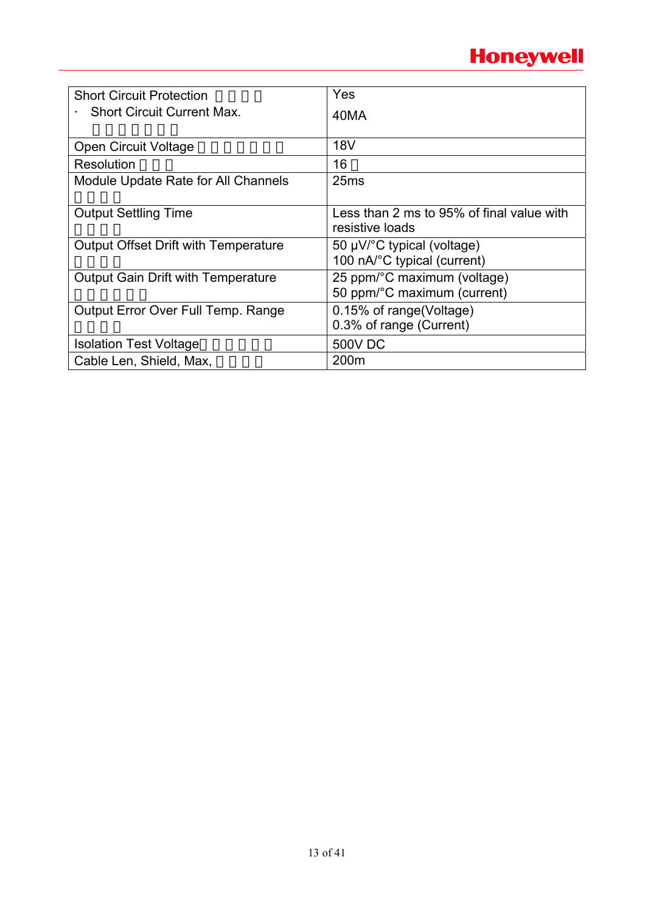| Short Circuit Protection  · Short Circuit Current Max. | Yes  40MA |
|---|---|
| Open Circuit Voltage | 18V |
| Resolution | 16 |
| Module Update Rate for All Channels | 25ms |
| Output Settling Time | Less than 2 ms to 95% of final value with resistive loads |
| Output Offset Drift with Temperature | 50 μV/°C typical (voltage)  100 nA/°C typical (current) |
| Output Gain Drift with Temperature | 25 ppm/°C maximum (voltage)  50 ppm/°C maximum (current) |
| Output Error Over Full Temp. Range | 0.15% of range(Voltage)  0.3% of range (Current) |
| Isolation Test Voltage | 500V DC |
| Cable Len, Shield, Max, | 200m |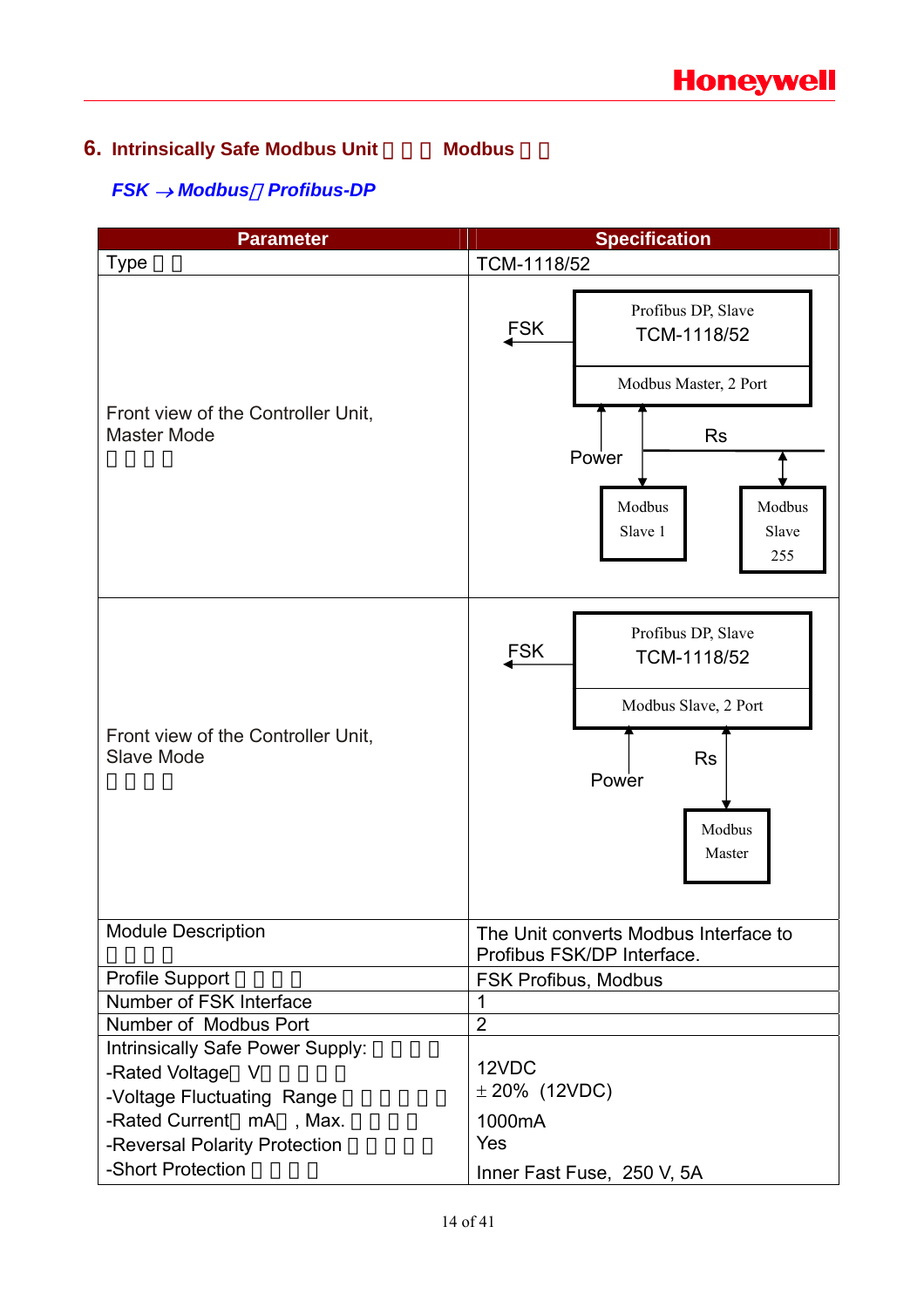## 6. Intrinsically Safe Modbus Unit 本安型 Modbus 单元

### *FSK → Modbus／Profibus-DP*

| Parameter | Specification |
|---|---|
| Type 型号 | TCM-1118/52 |
| Front view of the Controller Unit, Master Mode 主站模式 | FSK ← Profibus DP, Slave TCM-1118/52 / Modbus Master, 2 Port; Power; Rs; Modbus Slave 1; Modbus Slave 255 |
| Front view of the Controller Unit, Slave Mode 从站模式 | FSK ← Profibus DP, Slave TCM-1118/52 / Modbus Slave, 2 Port; Power; Rs; Modbus Master |
| Module Description 模块描述 | The Unit converts Modbus Interface to Profibus FSK/DP Interface. |
| Profile Support 支持协议 | FSK Profibus, Modbus |
| Number of FSK Interface | 1 |
| Number of Modbus Port | 2 |
| Intrinsically Safe Power Supply: 本安电源<br>-Rated Voltage（V）额定电压<br>-Voltage Fluctuating Range 电压波动范围<br>-Rated Current（mA）, Max. 最大电流<br>-Reversal Polarity Protection 反极性保护<br>-Short Protection 短路保护 | <br>12VDC<br>± 20% (12VDC)<br>1000mA<br>Yes<br>Inner Fast Fuse, 250 V, 5A |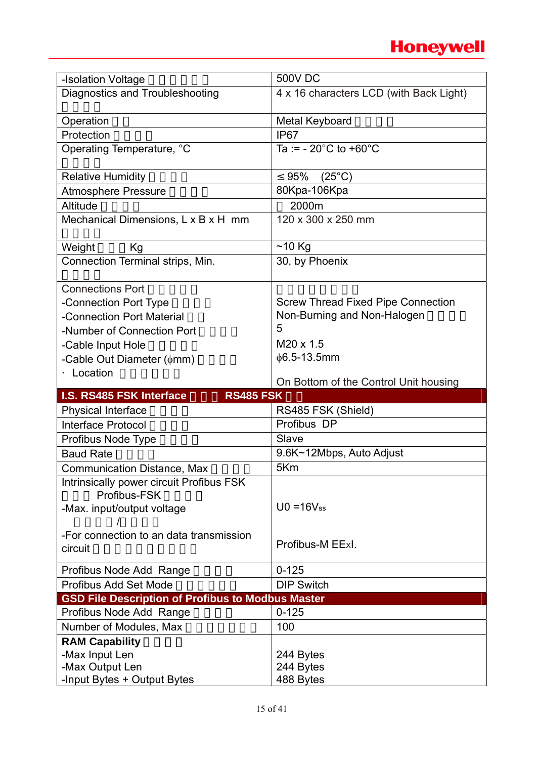| | |
|---|---|
| -Isolation Voltage | 500V DC |
| Diagnostics and Troubleshooting | 4 x 16 characters LCD (with Back Light) |
| Operation | Metal Keyboard |
| Protection | IP67 |
| Operating Temperature, °C | Ta := - 20°C to +60°C |
| Relative Humidity | ≤ 95% (25°C) |
| Atmosphere Pressure | 80Kpa-106Kpa |
| Altitude | 2000m |
| Mechanical Dimensions, L x B x H mm | 120 x 300 x 250 mm |
| Weight Kg | ~10 Kg |
| Connection Terminal strips, Min. | 30, by Phoenix |
| Connections Port<br>-Connection Port Type<br>-Connection Port Material<br>-Number of Connection Port<br>-Cable Input Hole<br>-Cable Out Diameter (ϕmm)<br>· Location | <br>Screw Thread Fixed Pipe Connection<br>Non-Burning and Non-Halogen<br>5<br>M20 x 1.5<br>ϕ6.5-13.5mm<br>On Bottom of the Control Unit housing |
| **I.S. RS485 FSK Interface RS485 FSK** | |
| Physical Interface | RS485 FSK (Shield) |
| Interface Protocol | Profibus DP |
| Profibus Node Type | Slave |
| Baud Rate | 9.6K~12Mbps, Auto Adjust |
| Communication Distance, Max | 5Km |
| Intrinsically power circuit Profibus FSK<br>Profibus-FSK<br>-Max. input/output voltage<br>/<br>-For connection to an data transmission circuit | <br><br>U0 =16$V_{ss}$<br><br>Profibus-M EExI. |
| Profibus Node Add Range | 0-125 |
| Profibus Add Set Mode | DIP Switch |
| **GSD File Description of Profibus to Modbus Master** | |
| Profibus Node Add Range | 0-125 |
| Number of Modules, Max | 100 |
| **RAM Capability**<br>-Max Input Len<br>-Max Output Len<br>-Input Bytes + Output Bytes | <br>244 Bytes<br>244 Bytes<br>488 Bytes |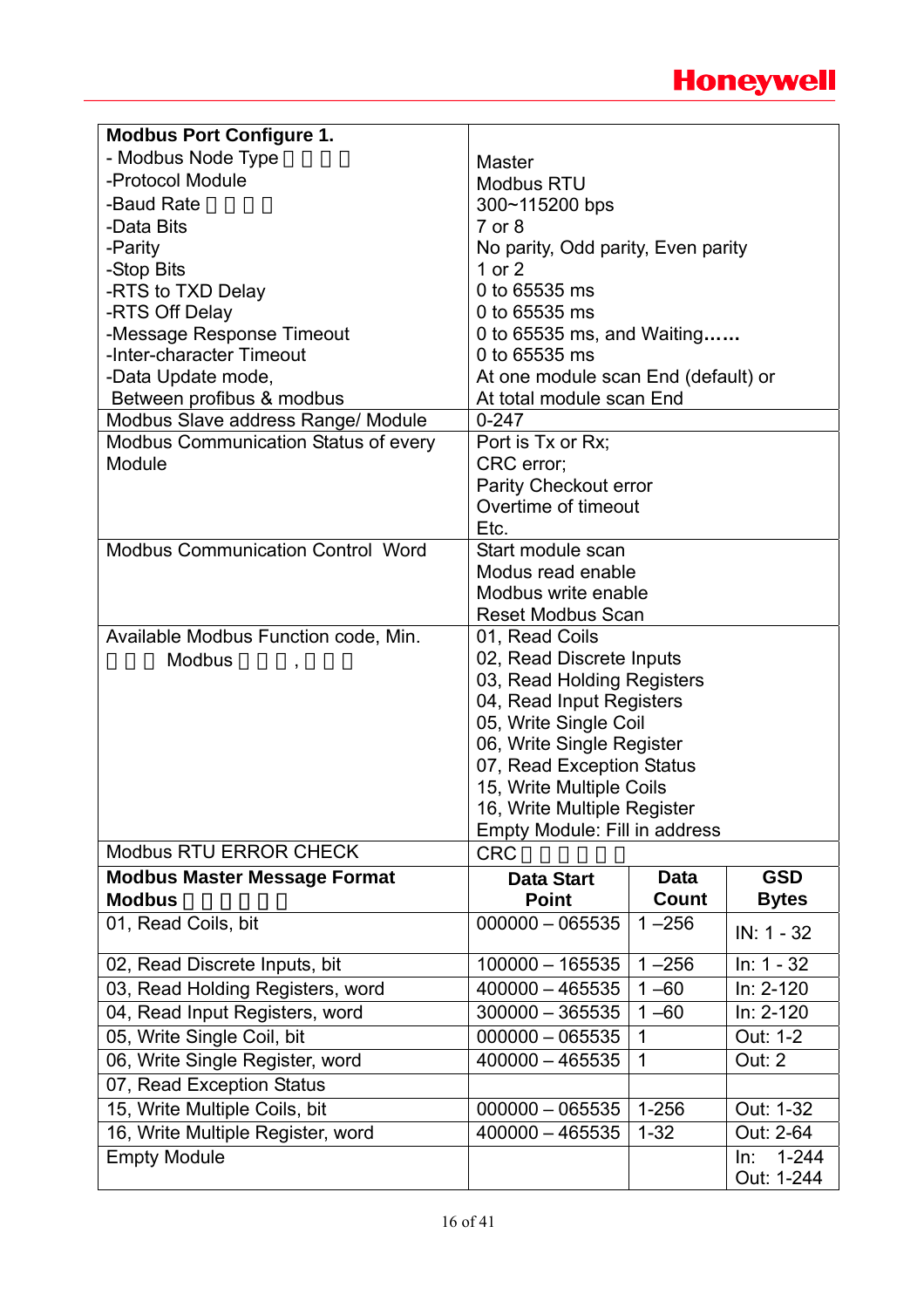| **Modbus Port Configure 1.**<br>- Modbus Node Type<br>-Protocol Module<br>-Baud Rate<br>-Data Bits<br>-Parity<br>-Stop Bits<br>-RTS to TXD Delay<br>-RTS Off Delay<br>-Message Response Timeout<br>-Inter-character Timeout<br>-Data Update mode,<br>Between profibus & modbus | <br>Master<br>Modbus RTU<br>300~115200 bps<br>7 or 8<br>No parity, Odd parity, Even parity<br>1 or 2<br>0 to 65535 ms<br>0 to 65535 ms<br>0 to 65535 ms, and Waiting……<br>0 to 65535 ms<br>At one module scan End (default) or<br>At total module scan End | | |
|---|---|---|---|
| Modbus Slave address Range/ Module | 0-247 | | |
| Modbus Communication Status of every Module | Port is Tx or Rx;<br>CRC error;<br>Parity Checkout error<br>Overtime of timeout<br>Etc. | | |
| Modbus Communication Control Word | Start module scan<br>Modus read enable<br>Modbus write enable<br>Reset Modbus Scan | | |
| Available Modbus Function code, Min.<br>Modbus , | 01, Read Coils<br>02, Read Discrete Inputs<br>03, Read Holding Registers<br>04, Read Input Registers<br>05, Write Single Coil<br>06, Write Single Register<br>07, Read Exception Status<br>15, Write Multiple Coils<br>16, Write Multiple Register<br>Empty Module: Fill in address | | |
| Modbus RTU ERROR CHECK | CRC | | |
| **Modbus Master Message Format**<br>**Modbus** | **Data Start Point** | **Data Count** | **GSD Bytes** |
| 01, Read Coils, bit | 000000 – 065535 | 1 –256 | IN: 1 - 32 |
| 02, Read Discrete Inputs, bit | 100000 – 165535 | 1 –256 | In: 1 - 32 |
| 03, Read Holding Registers, word | 400000 – 465535 | 1 –60 | In: 2-120 |
| 04, Read Input Registers, word | 300000 – 365535 | 1 –60 | In: 2-120 |
| 05, Write Single Coil, bit | 000000 – 065535 | 1 | Out: 1-2 |
| 06, Write Single Register, word | 400000 – 465535 | 1 | Out: 2 |
| 07, Read Exception Status | | | |
| 15, Write Multiple Coils, bit | 000000 – 065535 | 1-256 | Out: 1-32 |
| 16, Write Multiple Register, word | 400000 – 465535 | 1-32 | Out: 2-64 |
| Empty Module | | | In: 1-244<br>Out: 1-244 |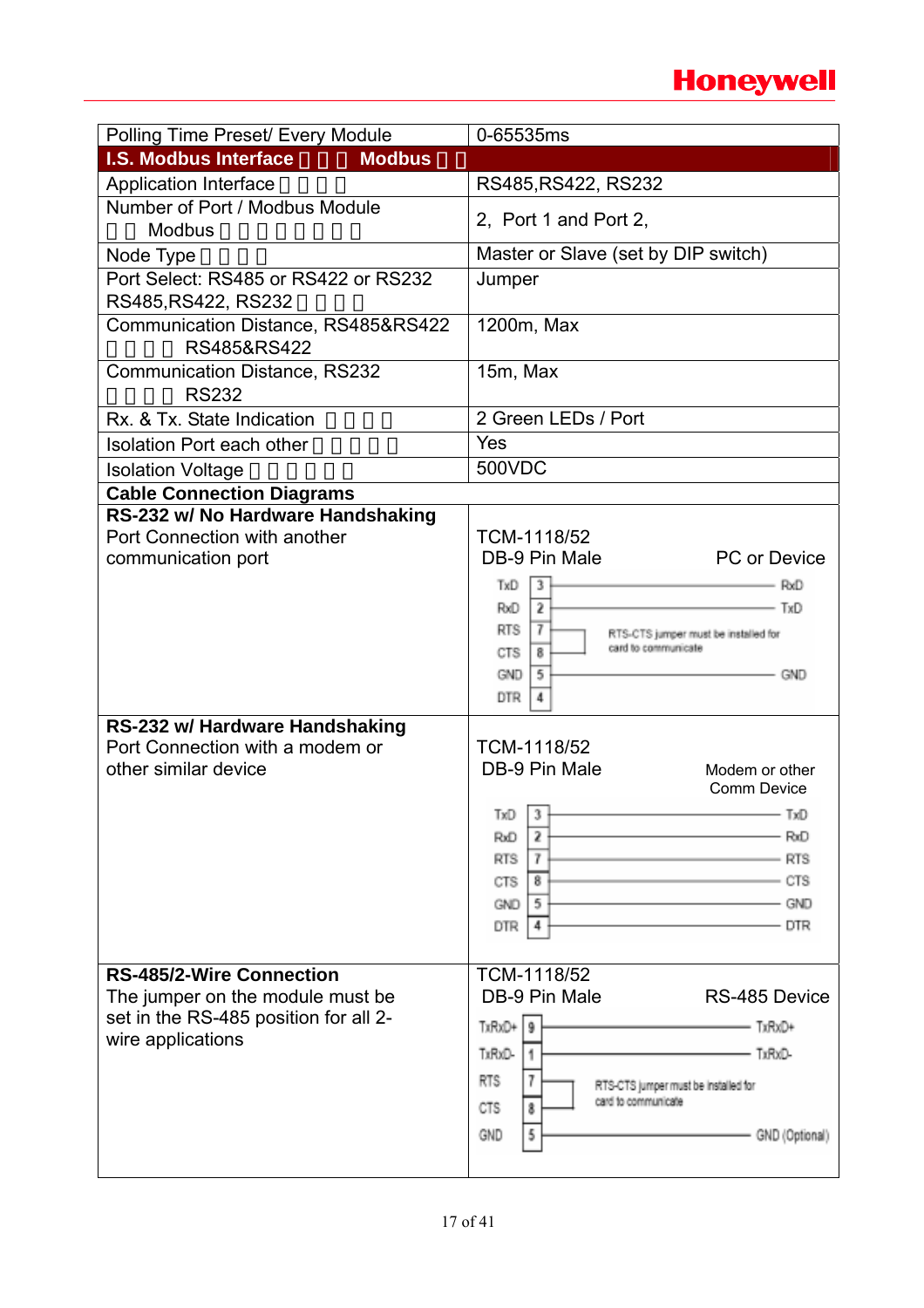| Polling Time Preset/ Every Module | 0-65535ms |
|---|---|
| **I.S. Modbus Interface Modbus** | |
| Application Interface | RS485,RS422, RS232 |
| Number of Port / Modbus Module Modbus | 2, Port 1 and Port 2, |
| Node Type | Master or Slave (set by DIP switch) |
| Port Select: RS485 or RS422 or RS232 RS485,RS422, RS232 | Jumper |
| Communication Distance, RS485&RS422 RS485&RS422 | 1200m, Max |
| Communication Distance, RS232 RS232 | 15m, Max |
| Rx. & Tx. State Indication | 2 Green LEDs / Port |
| Isolation Port each other | Yes |
| Isolation Voltage | 500VDC |
| **Cable Connection Diagrams** | |
| **RS-232 w/ No Hardware Handshaking** Port Connection with another communication port | TCM-1118/52 DB-9 Pin Male — PC or Device: TxD 3 — RxD; RxD 2 — TxD; RTS 7 / CTS 8 (RTS-CTS jumper must be installed for card to communicate); GND 5 — GND; DTR 4 |
| **RS-232 w/ Hardware Handshaking** Port Connection with a modem or other similar device | TCM-1118/52 DB-9 Pin Male — Modem or other Comm Device: TxD 3 — TxD; RxD 2 — RxD; RTS 7 — RTS; CTS 8 — CTS; GND 5 — GND; DTR 4 — DTR |
| **RS-485/2-Wire Connection** The jumper on the module must be set in the RS-485 position for all 2-wire applications | TCM-1118/52 DB-9 Pin Male — RS-485 Device: TxRxD+ 9 — TxRxD+; TxRxD- 1 — TxRxD-; RTS 7 / CTS 8 (RTS-CTS jumper must be installed for card to communicate); GND 5 — GND (Optional) |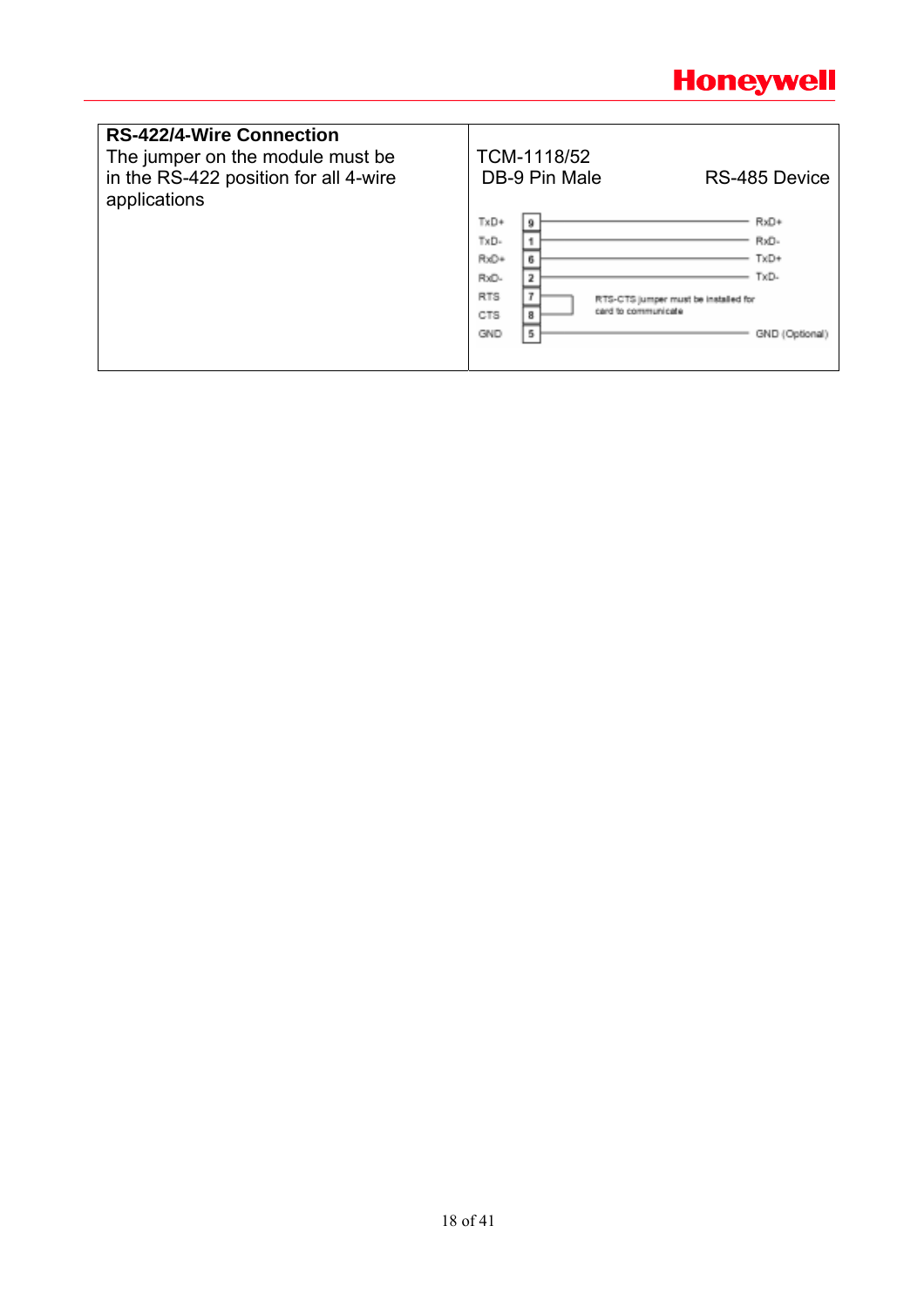| **RS-422/4-Wire Connection**<br>The jumper on the module must be in the RS-422 position for all 4-wire applications | TCM-1118/52<br>DB-9 Pin Male RS-485 Device |
|---|---|

| TCM-1118/52 DB-9 Pin Male | Pin | RS-485 Device |
|---|---|---|
| TxD+ | 9 | RxD+ |
| TxD- | 1 | RxD- |
| RxD+ | 6 | TxD+ |
| RxD- | 2 | TxD- |
| RTS | 7 | RTS-CTS jumper must be installed for card to communicate |
| CTS | 8 | |
| GND | 5 | GND (Optional) |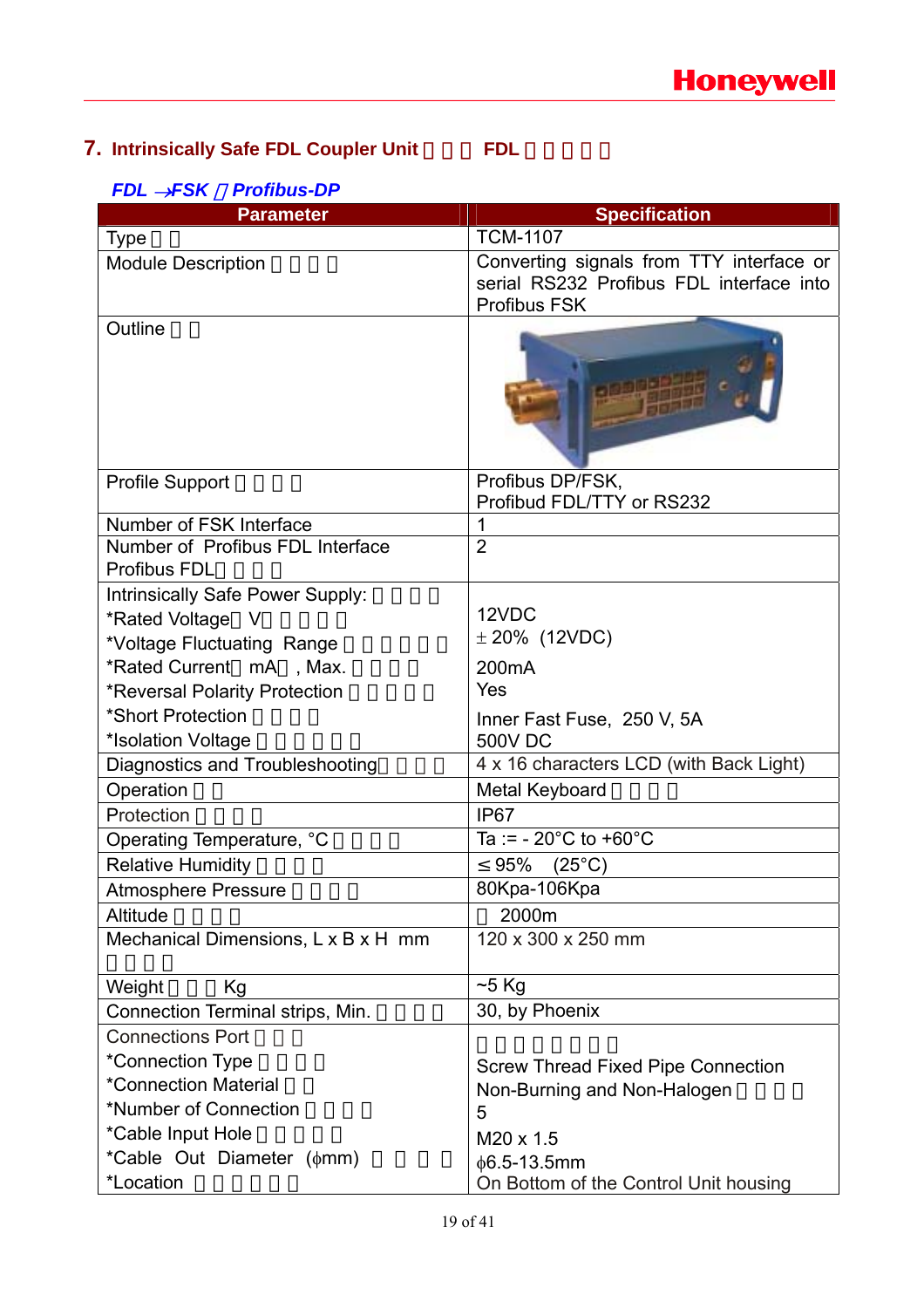## 7. Intrinsically Safe FDL Coupler Unit FDL

*FDL →FSK Profibus-DP*

| Parameter | Specification |
|---|---|
| Type | TCM-1107 |
| Module Description | Converting signals from TTY interface or serial RS232 Profibus FDL interface into Profibus FSK |
| Outline | |
| Profile Support | Profibus DP/FSK,<br>Profibud FDL/TTY or RS232 |
| Number of FSK Interface | 1 |
| Number of Profibus FDL Interface<br>Profibus FDL | 2 |
| Intrinsically Safe Power Supply:<br>*Rated Voltage V<br>*Voltage Fluctuating Range<br>*Rated Current mA , Max.<br>*Reversal Polarity Protection<br>*Short Protection<br>*Isolation Voltage | <br>12VDC<br>± 20% (12VDC)<br>200mA<br>Yes<br>Inner Fast Fuse, 250 V, 5A<br>500V DC |
| Diagnostics and Troubleshooting | 4 x 16 characters LCD (with Back Light) |
| Operation | Metal Keyboard |
| Protection | IP67 |
| Operating Temperature, °C | Ta := - 20°C to +60°C |
| Relative Humidity | ≤ 95% (25°C) |
| Atmosphere Pressure | 80Kpa-106Kpa |
| Altitude | 2000m |
| Mechanical Dimensions, L x B x H mm | 120 x 300 x 250 mm |
| Weight Kg | ~5 Kg |
| Connection Terminal strips, Min. | 30, by Phoenix |
| Connections Port<br>*Connection Type<br>*Connection Material<br>*Number of Connection<br>*Cable Input Hole<br>*Cable Out Diameter (ϕmm)<br>*Location | <br>Screw Thread Fixed Pipe Connection<br>Non-Burning and Non-Halogen<br>5<br>M20 x 1.5<br>ϕ6.5-13.5mm<br>On Bottom of the Control Unit housing |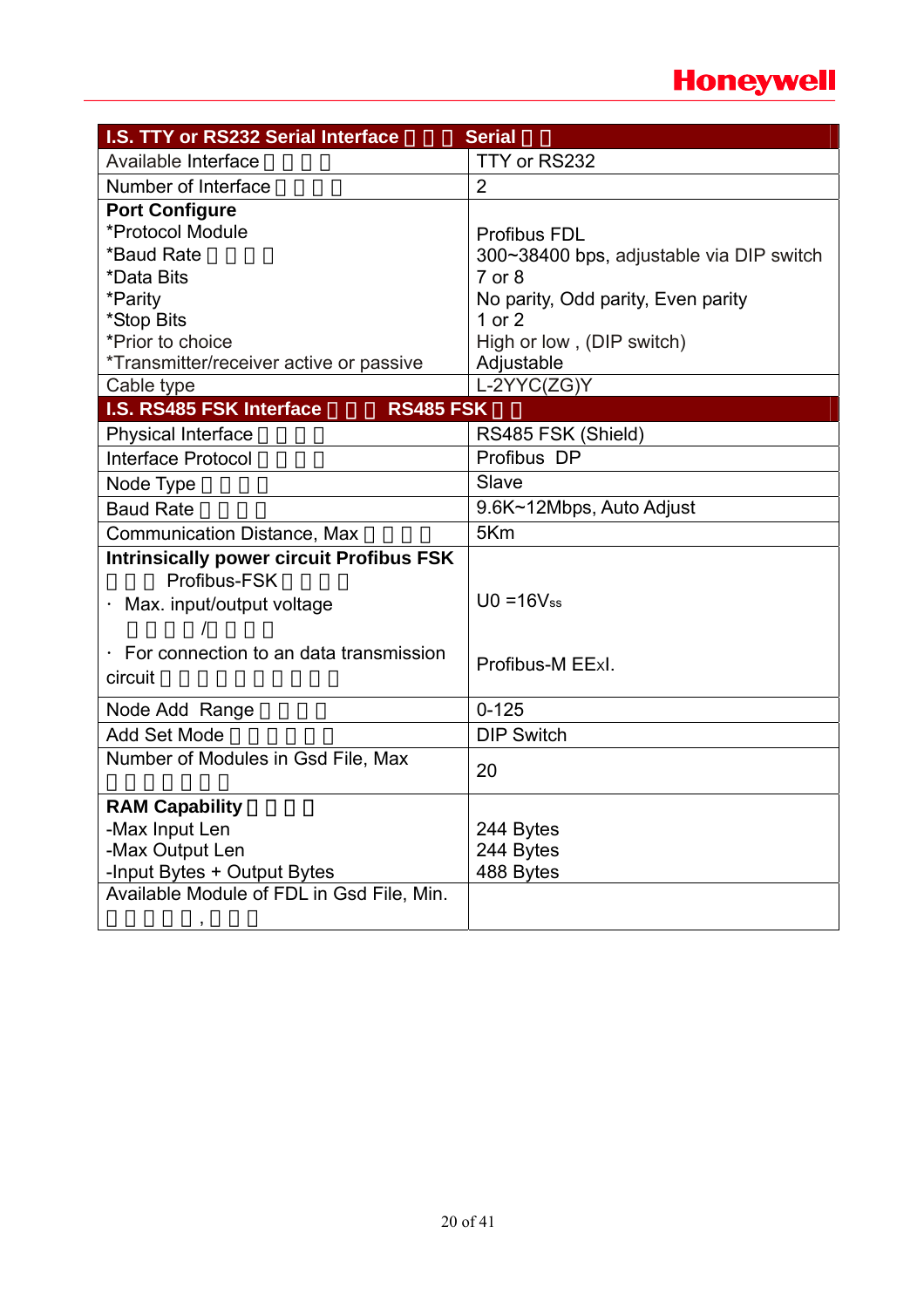| I.S. TTY or RS232 Serial Interface | Serial |
|---|---|
| Available Interface | TTY or RS232 |
| Number of Interface | 2 |
| **Port Configure**<br>*Protocol Module<br>*Baud Rate<br>*Data Bits<br>*Parity<br>*Stop Bits<br>*Prior to choice<br>*Transmitter/receiver active or passive | <br>Profibus FDL<br>300~38400 bps, adjustable via DIP switch<br>7 or 8<br>No parity, Odd parity, Even parity<br>1 or 2<br>High or low , (DIP switch)<br>Adjustable |
| Cable type | L-2YYC(ZG)Y |
| **I.S. RS485 FSK Interface** | **RS485 FSK** |
| Physical Interface | RS485 FSK (Shield) |
| Interface Protocol | Profibus DP |
| Node Type | Slave |
| Baud Rate | 9.6K~12Mbps, Auto Adjust |
| Communication Distance, Max | 5Km |
| **Intrinsically power circuit Profibus FSK**<br>Profibus-FSK<br>· Max. input/output voltage<br>/<br>· For connection to an data transmission circuit | <br><br>U0 =16Vss<br><br>Profibus-M EExI. |
| Node Add Range | 0-125 |
| Add Set Mode | DIP Switch |
| Number of Modules in Gsd File, Max | 20 |
| **RAM Capability**<br>-Max Input Len<br>-Max Output Len<br>-Input Bytes + Output Bytes | <br>244 Bytes<br>244 Bytes<br>488 Bytes |
| Available Module of FDL in Gsd File, Min.<br>, | |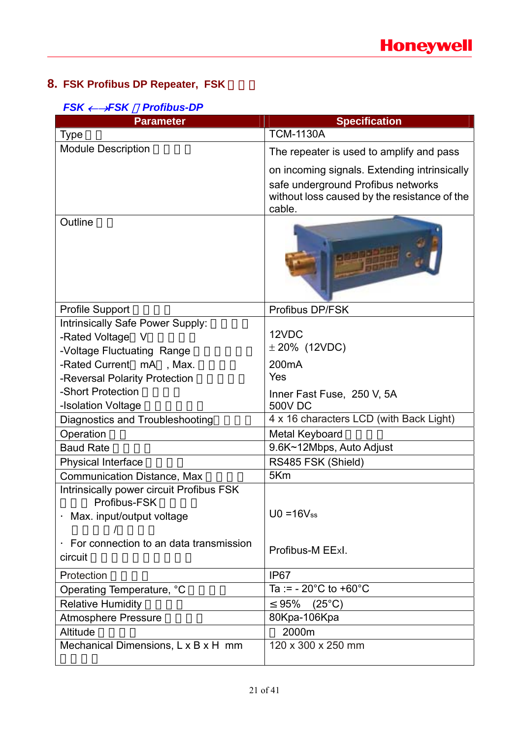## 8. FSK Profibus DP Repeater, FSK

*FSK ⟷ FSK / Profibus-DP*

| Parameter | Specification |
|---|---|
| Type | TCM-1130A |
| Module Description | The repeater is used to amplify and pass on incoming signals. Extending intrinsically safe underground Profibus networks without loss caused by the resistance of the cable. |
| Outline | |
| Profile Support | Profibus DP/FSK |
| Intrinsically Safe Power Supply:<br>-Rated Voltage（V）<br>-Voltage Fluctuating Range<br>-Rated Current（mA）, Max.<br>-Reversal Polarity Protection<br>-Short Protection<br>-Isolation Voltage | 12VDC<br>± 20% (12VDC)<br>200mA<br>Yes<br>Inner Fast Fuse, 250 V, 5A<br>500V DC |
| Diagnostics and Troubleshooting | 4 x 16 characters LCD (with Back Light) |
| Operation | Metal Keyboard |
| Baud Rate | 9.6K~12Mbps, Auto Adjust |
| Physical Interface | RS485 FSK (Shield) |
| Communication Distance, Max | 5Km |
| Intrinsically power circuit Profibus FSK<br>Profibus-FSK<br>· Max. input/output voltage<br>/<br>· For connection to an data transmission circuit | $U0 = 16V_{ss}$<br><br>Profibus-M EExI. |
| Protection | IP67 |
| Operating Temperature, °C | Ta := - 20°C to +60°C |
| Relative Humidity | ≤ 95% (25°C) |
| Atmosphere Pressure | 80Kpa-106Kpa |
| Altitude | 2000m |
| Mechanical Dimensions, L x B x H mm | 120 x 300 x 250 mm |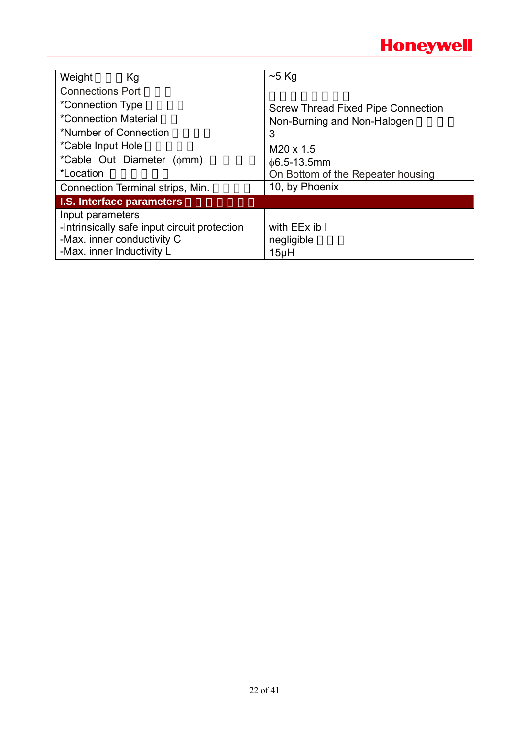| Weight Kg | ~5 Kg |
|---|---|
| Connections Port<br>*Connection Type<br>*Connection Material<br>*Number of Connection<br>*Cable Input Hole<br>*Cable Out Diameter (ϕmm)<br>*Location | Screw Thread Fixed Pipe Connection<br>Non-Burning and Non-Halogen<br>3<br>M20 x 1.5<br>ϕ6.5-13.5mm<br>On Bottom of the Repeater housing |
| Connection Terminal strips, Min. | 10, by Phoenix |
| **I.S. Interface parameters** | |
| Input parameters<br>-Intrinsically safe input circuit protection<br>-Max. inner conductivity C<br>-Max. inner Inductivity L | <br>with EEx ib I<br>negligible<br>15μH |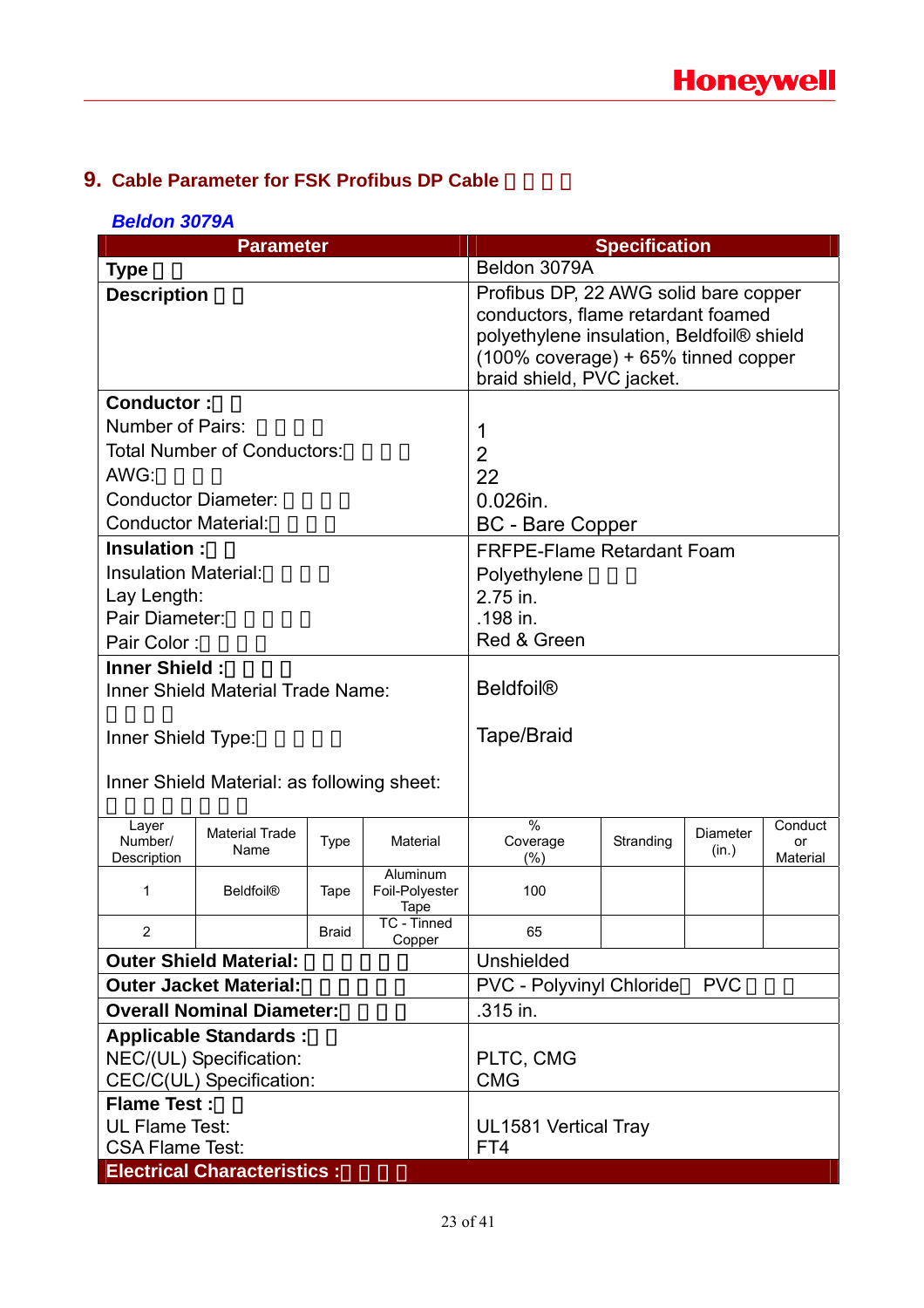## 9. Cable Parameter for FSK Profibus DP Cable □□□□

### *Beldon 3079A*

| Parameter | Specification |
|---|---|
| **Type** □□ | Beldon 3079A |
| **Description** □□ | Profibus DP, 22 AWG solid bare copper conductors, flame retardant foamed polyethylene insulation, Beldfoil® shield (100% coverage) + 65% tinned copper braid shield, PVC jacket. |
| **Conductor :**□□<br>Number of Pairs: □□□□<br>Total Number of Conductors:□□□□<br>AWG:□□□□<br>Conductor Diameter: □□□□<br>Conductor Material:□□□□ | <br>1<br>2<br>22<br>0.026in.<br>BC - Bare Copper |
| **Insulation :**□□<br>Insulation Material:□□□□<br>Lay Length:<br>Pair Diameter:□□□□□<br>Pair Color :□□□□ | FRFPE-Flame Retardant Foam Polyethylene □□□<br>2.75 in.<br>.198 in.<br>Red & Green |
| **Inner Shield :**□□□□<br>Inner Shield Material Trade Name: □□□□<br>Inner Shield Type:□□□□□<br><br>Inner Shield Material: as following sheet: □□□□□□□□ | <br>Beldfoil®<br><br>Tape/Braid |

| Layer Number/ Description | Material Trade Name | Type | Material | % Coverage (%) | Stranding | Diameter (in.) | Conductor Material |
|---|---|---|---|---|---|---|---|
| 1 | Beldfoil® | Tape | Aluminum Foil-Polyester Tape | 100 | | | |
| 2 | | Braid | TC - Tinned Copper | 65 | | | |

| Parameter | Specification |
|---|---|
| **Outer Shield Material:** □□□□□□ | Unshielded |
| **Outer Jacket Material:**□□□□□□ | PVC - Polyvinyl Chloride□ PVC □□□ |
| **Overall Nominal Diameter:**□□□□ | .315 in. |
| **Applicable Standards :**□□<br>NEC/(UL) Specification:<br>CEC/C(UL) Specification: | <br>PLTC, CMG<br>CMG |
| **Flame Test :**□□<br>UL Flame Test:<br>CSA Flame Test: | <br>UL1581 Vertical Tray<br>FT4 |
| **Electrical Characteristics :**□□□□ | |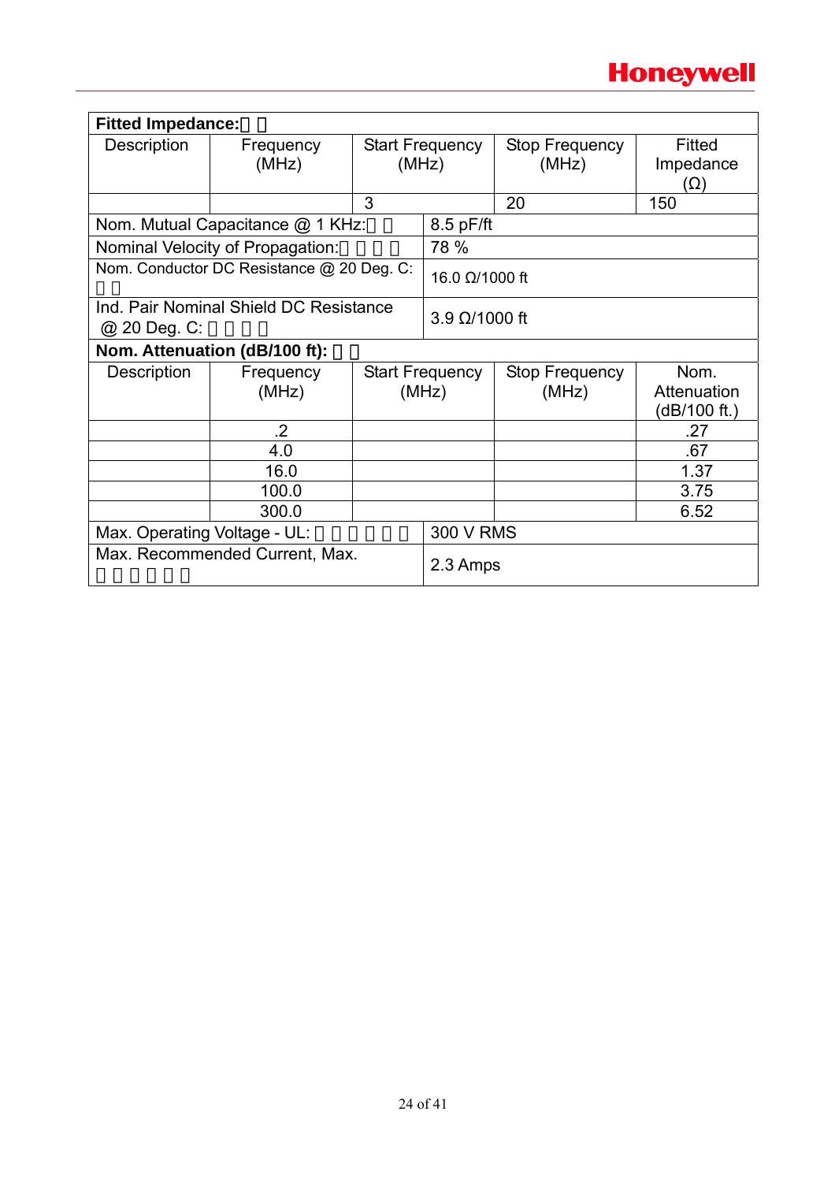| **Fitted Impedance:** | | | | |
|---|---|---|---|---|
| Description | Frequency (MHz) | Start Frequency (MHz) | Stop Frequency (MHz) | Fitted Impedance (Ω) |
| | | 3 | 20 | 150 |
| Nom. Mutual Capacitance @ 1 KHz: | | 8.5 pF/ft | | |
| Nominal Velocity of Propagation: | | 78 % | | |
| Nom. Conductor DC Resistance @ 20 Deg. C: | | 16.0 Ω/1000 ft | | |
| Ind. Pair Nominal Shield DC Resistance @ 20 Deg. C: | | 3.9 Ω/1000 ft | | |
| **Nom. Attenuation (dB/100 ft):** | | | | |
| Description | Frequency (MHz) | Start Frequency (MHz) | Stop Frequency (MHz) | Nom. Attenuation (dB/100 ft.) |
| | .2 | | | .27 |
| | 4.0 | | | .67 |
| | 16.0 | | | 1.37 |
| | 100.0 | | | 3.75 |
| | 300.0 | | | 6.52 |
| Max. Operating Voltage - UL: | | 300 V RMS | | |
| Max. Recommended Current, Max. | | 2.3 Amps | | |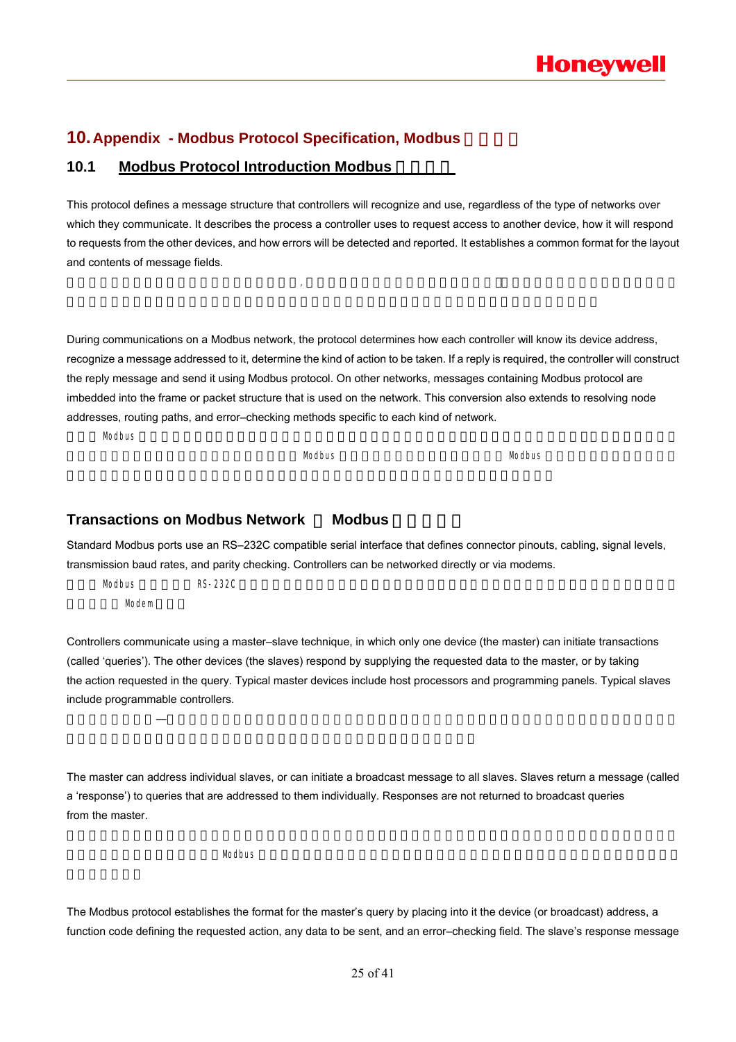# 10. Appendix - Modbus Protocol Specification, Modbus

## 10.1 Modbus Protocol Introduction Modbus

This protocol defines a message structure that controllers will recognize and use, regardless of the type of networks over which they communicate. It describes the process a controller uses to request access to another device, how it will respond to requests from the other devices, and how errors will be detected and reported. It establishes a common format for the layout and contents of message fields.

During communications on a Modbus network, the protocol determines how each controller will know its device address, recognize a message addressed to it, determine the kind of action to be taken. If a reply is required, the controller will construct the reply message and send it using Modbus protocol. On other networks, messages containing Modbus protocol are imbedded into the frame or packet structure that is used on the network. This conversion also extends to resolving node addresses, routing paths, and error–checking methods specific to each kind of network.

Modbus Modbus Modbus

### Transactions on Modbus Network Modbus

Standard Modbus ports use an RS–232C compatible serial interface that defines connector pinouts, cabling, signal levels, transmission baud rates, and parity checking. Controllers can be networked directly or via modems.

Modbus RS-232C Modem

Controllers communicate using a master–slave technique, in which only one device (the master) can initiate transactions (called 'queries'). The other devices (the slaves) respond by supplying the requested data to the master, or by taking the action requested in the query. Typical master devices include host processors and programming panels. Typical slaves include programmable controllers.

—

The master can address individual slaves, or can initiate a broadcast message to all slaves. Slaves return a message (called a 'response') to queries that are addressed to them individually. Responses are not returned to broadcast queries from the master.

Modbus

The Modbus protocol establishes the format for the master's query by placing into it the device (or broadcast) address, a function code defining the requested action, any data to be sent, and an error–checking field. The slave's response message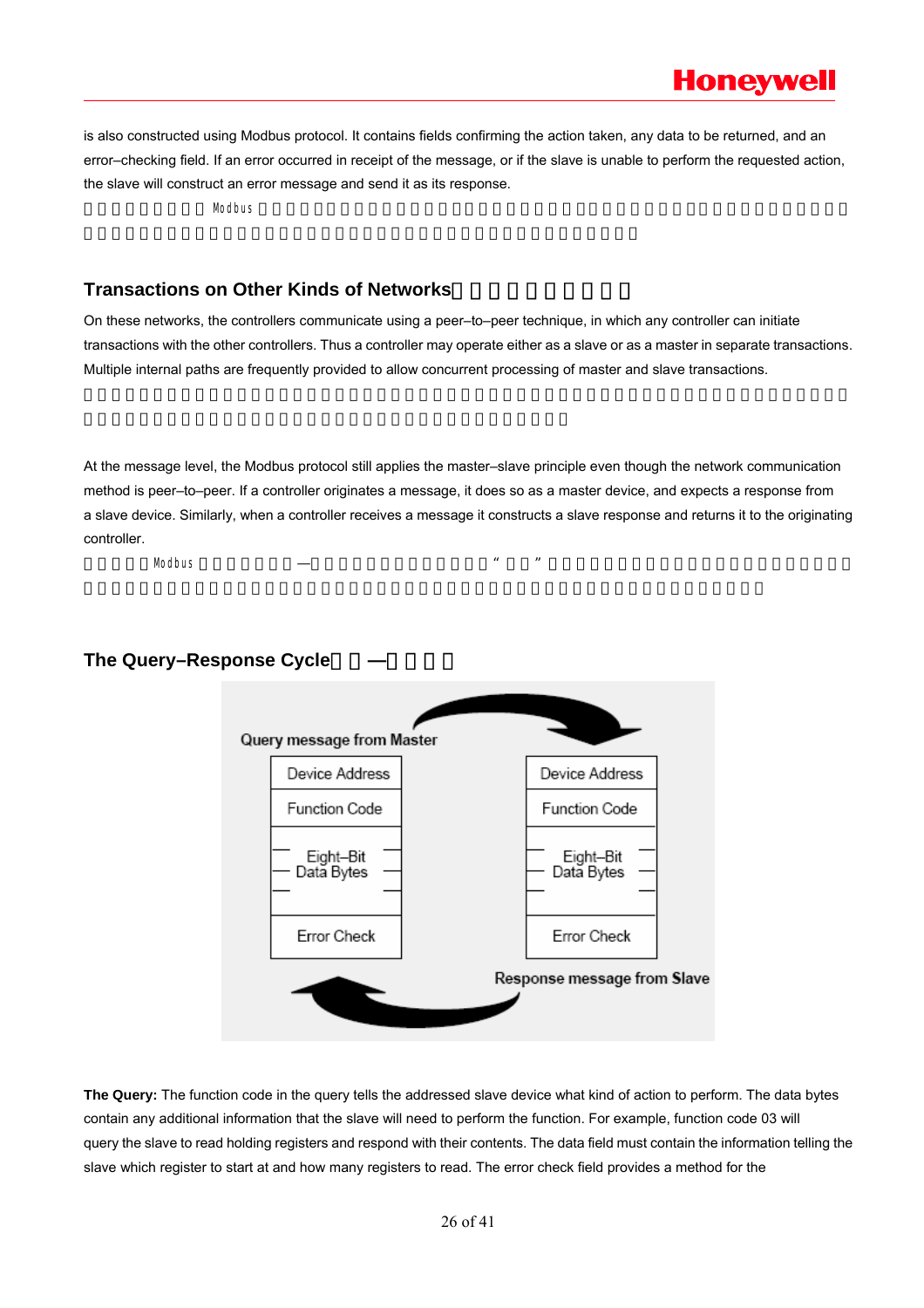is also constructed using Modbus protocol. It contains fields confirming the action taken, any data to be returned, and an error–checking field. If an error occurred in receipt of the message, or if the slave is unable to perform the requested action, the slave will construct an error message and send it as its response.

## Transactions on Other Kinds of Networks

On these networks, the controllers communicate using a peer–to–peer technique, in which any controller can initiate transactions with the other controllers. Thus a controller may operate either as a slave or as a master in separate transactions. Multiple internal paths are frequently provided to allow concurrent processing of master and slave transactions.

At the message level, the Modbus protocol still applies the master–slave principle even though the network communication method is peer–to–peer. If a controller originates a message, it does so as a master device, and expects a response from a slave device. Similarly, when a controller receives a message it constructs a slave response and returns it to the originating controller.

## The Query–Response Cycle

Query message from Master

| Device Address |
| --- |
| Function Code |
| Eight–Bit Data Bytes |
| Error Check |

Response message from Slave

| Device Address |
| --- |
| Function Code |
| Eight–Bit Data Bytes |
| Error Check |

**The Query:** The function code in the query tells the addressed slave device what kind of action to perform. The data bytes contain any additional information that the slave will need to perform the function. For example, function code 03 will query the slave to read holding registers and respond with their contents. The data field must contain the information telling the slave which register to start at and how many registers to read. The error check field provides a method for the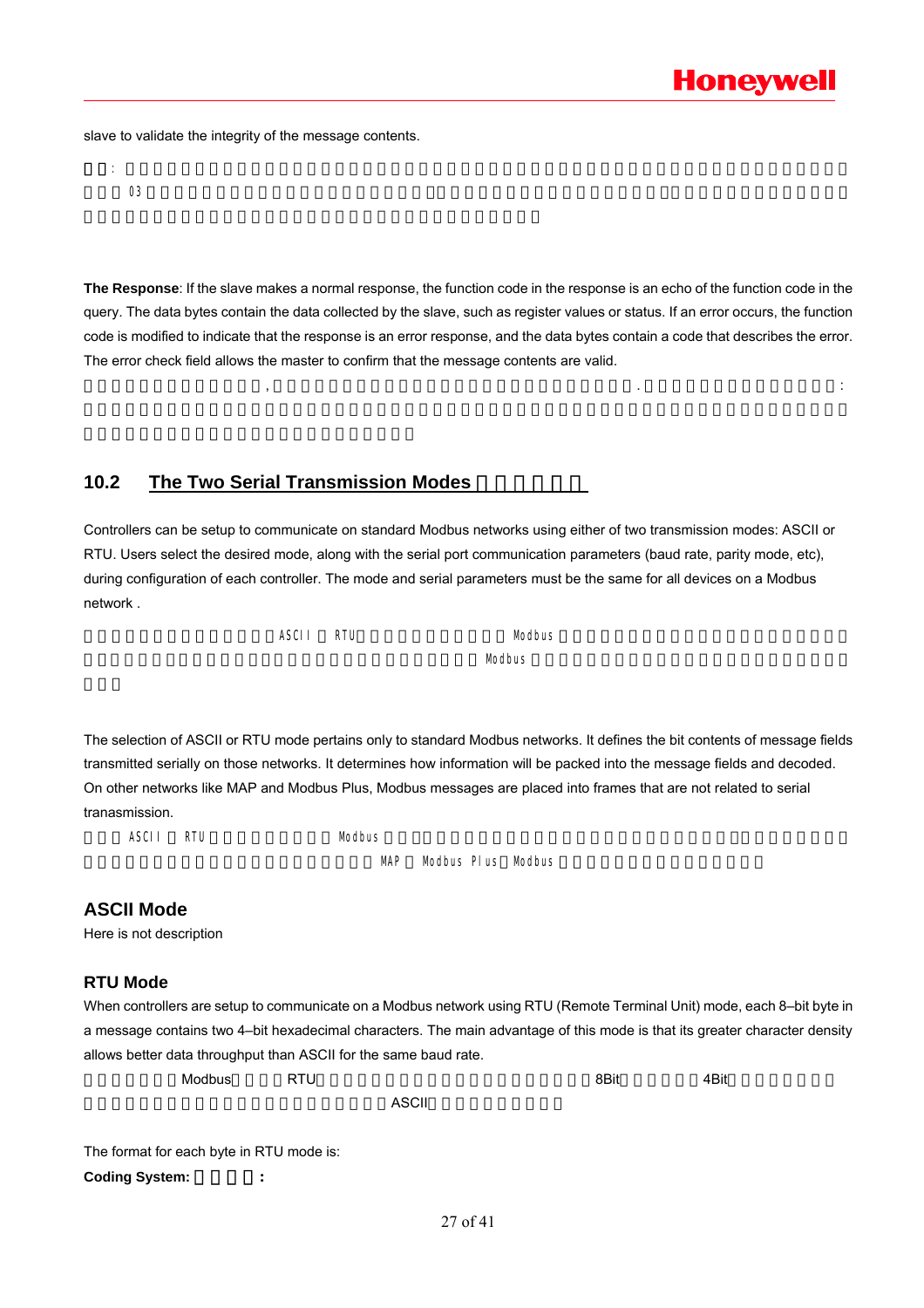slave to validate the integrity of the message contents.

: 03

**The Response**: If the slave makes a normal response, the function code in the response is an echo of the function code in the query. The data bytes contain the data collected by the slave, such as register values or status. If an error occurs, the function code is modified to indicate that the response is an error response, and the data bytes contain a code that describes the error. The error check field allows the master to confirm that the message contents are valid.

, . :

## 10.2 The Two Serial Transmission Modes

Controllers can be setup to communicate on standard Modbus networks using either of two transmission modes: ASCII or RTU. Users select the desired mode, along with the serial port communication parameters (baud rate, parity mode, etc), during configuration of each controller. The mode and serial parameters must be the same for all devices on a Modbus network .

ASCII RTU Modbus Modbus

The selection of ASCII or RTU mode pertains only to standard Modbus networks. It defines the bit contents of message fields transmitted serially on those networks. It determines how information will be packed into the message fields and decoded. On other networks like MAP and Modbus Plus, Modbus messages are placed into frames that are not related to serial tranasmission.

ASCII RTU Modbus MAP Modbus Plus Modbus

### ASCII Mode

Here is not description

### RTU Mode

When controllers are setup to communicate on a Modbus network using RTU (Remote Terminal Unit) mode, each 8–bit byte in a message contains two 4–bit hexadecimal characters. The main advantage of this mode is that its greater character density allows better data throughput than ASCII for the same baud rate.

Modbus RTU 8Bit 4Bit ASCII

The format for each byte in RTU mode is:

**Coding System: :**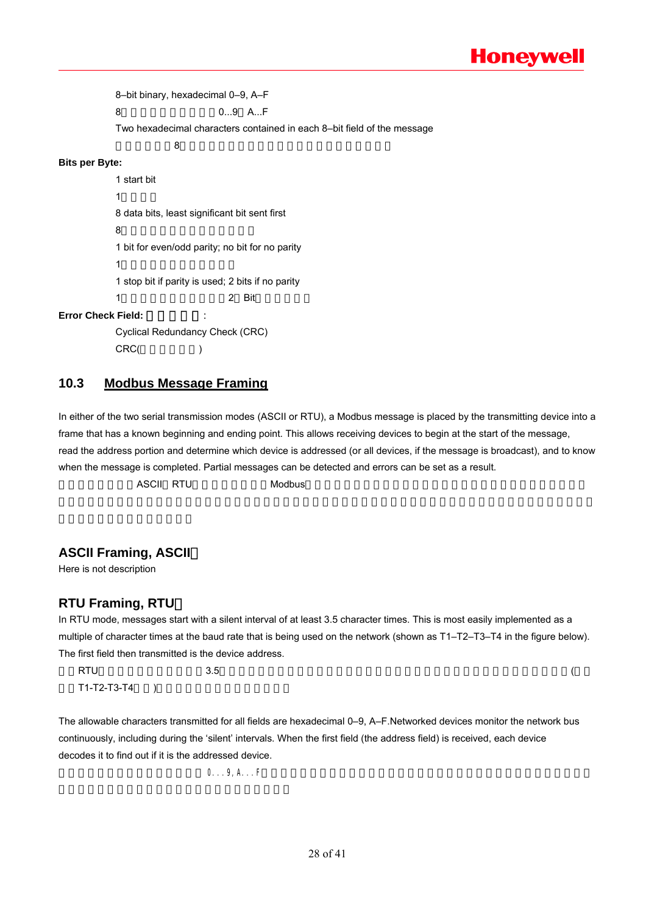8–bit binary, hexadecimal 0–9, A–F

8　　　　　　　　　　0...9　A...F

Two hexadecimal characters contained in each 8–bit field of the message

　　　　　　8

**Bits per Byte:**

1 start bit

1

8 data bits, least significant bit sent first

8

1 bit for even/odd parity; no bit for no parity

1

1 stop bit if parity is used; 2 bits if no parity

1　　　　　　　　　　　2　Bit

**Error Check Field:**　　　　　:

Cyclical Redundancy Check (CRC)

CRC(　　　　　　)

## 10.3 Modbus Message Framing

In either of the two serial transmission modes (ASCII or RTU), a Modbus message is placed by the transmitting device into a frame that has a known beginning and ending point. This allows receiving devices to begin at the start of the message, read the address portion and determine which device is addressed (or all devices, if the message is broadcast), and to know when the message is completed. Partial messages can be detected and errors can be set as a result.

　　　　　　ASCII　RTU　　　　　　　Modbus

### ASCII Framing, ASCII

Here is not description

### RTU Framing, RTU

In RTU mode, messages start with a silent interval of at least 3.5 character times. This is most easily implemented as a multiple of character times at the baud rate that is being used on the network (shown as T1–T2–T3–T4 in the figure below). The first field then transmitted is the device address.

　RTU　　　　　　　　　3.5　　　　　　　　　　　　　　　　　　　　　　　　　　　　　　(

　T1-T2-T3-T4　　)

The allowable characters transmitted for all fields are hexadecimal 0–9, A–F.Networked devices monitor the network bus continuously, including during the 'silent' intervals. When the first field (the address field) is received, each device decodes it to find out if it is the addressed device.

　　　　　　　　　　　　0...9, A...F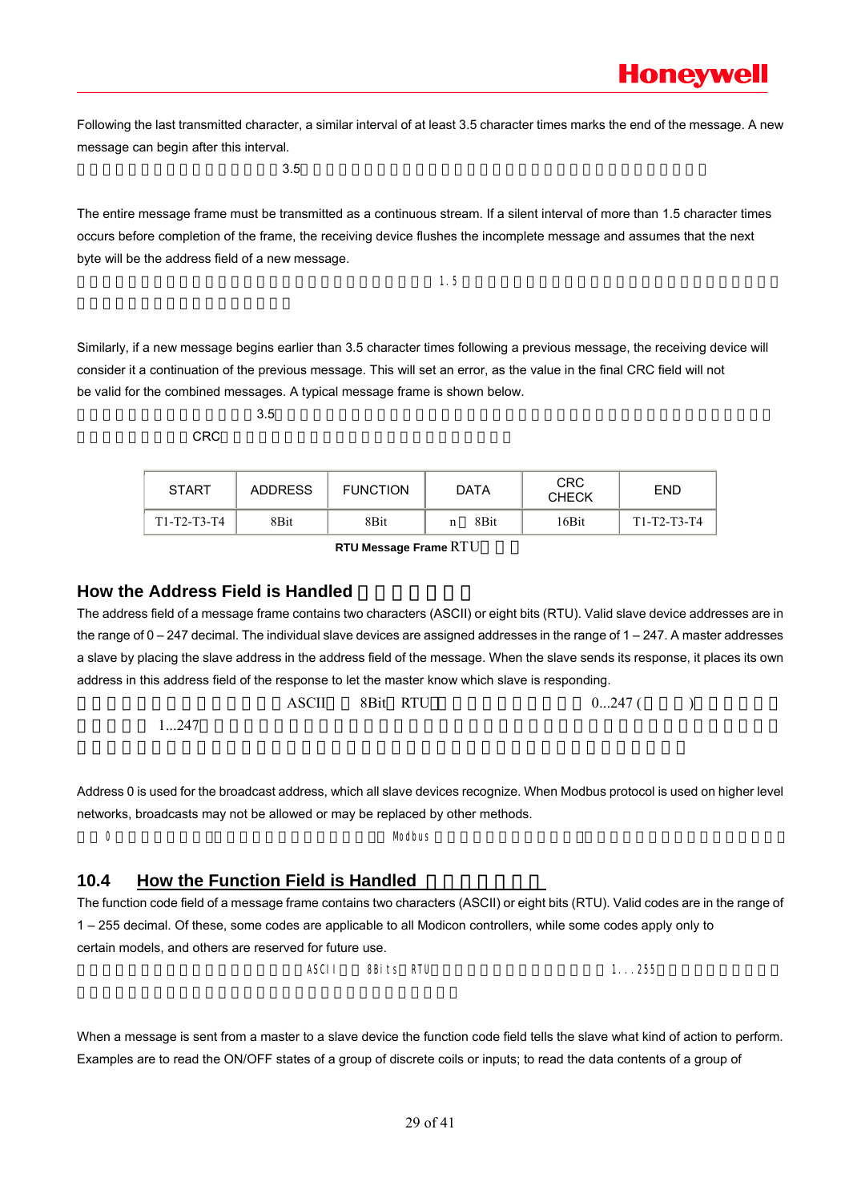Following the last transmitted character, a similar interval of at least 3.5 character times marks the end of the message. A new message can begin after this interval.

3.5

The entire message frame must be transmitted as a continuous stream. If a silent interval of more than 1.5 character times occurs before completion of the frame, the receiving device flushes the incomplete message and assumes that the next byte will be the address field of a new message.

1.5

Similarly, if a new message begins earlier than 3.5 character times following a previous message, the receiving device will consider it a continuation of the previous message. This will set an error, as the value in the final CRC field will not be valid for the combined messages. A typical message frame is shown below.

3.5

CRC

| START | ADDRESS | FUNCTION | DATA | CRC CHECK | END |
|---|---|---|---|---|---|
| T1-T2-T3-T4 | 8Bit | 8Bit | n 8Bit | 16Bit | T1-T2-T3-T4 |

**RTU Message Frame** RTU

## How the Address Field is Handled

The address field of a message frame contains two characters (ASCII) or eight bits (RTU). Valid slave device addresses are in the range of 0 – 247 decimal. The individual slave devices are assigned addresses in the range of 1 – 247. A master addresses a slave by placing the slave address in the address field of the message. When the slave sends its response, it places its own address in this address field of the response to let the master know which slave is responding.

ASCII 8Bit RTU 0...247 ( )

1...247

Address 0 is used for the broadcast address, which all slave devices recognize. When Modbus protocol is used on higher level networks, broadcasts may not be allowed or may be replaced by other methods.

0 Modbus

## 10.4 How the Function Field is Handled

The function code field of a message frame contains two characters (ASCII) or eight bits (RTU). Valid codes are in the range of 1 – 255 decimal. Of these, some codes are applicable to all Modicon controllers, while some codes apply only to certain models, and others are reserved for future use.

ASCII 8Bits RTU 1...255

When a message is sent from a master to a slave device the function code field tells the slave what kind of action to perform. Examples are to read the ON/OFF states of a group of discrete coils or inputs; to read the data contents of a group of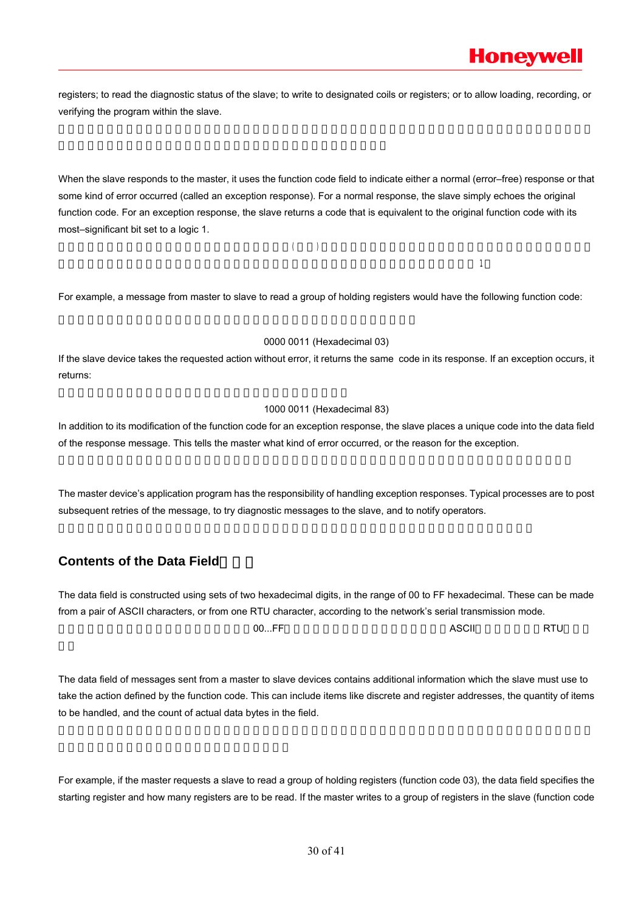registers; to read the diagnostic status of the slave; to write to designated coils or registers; or to allow loading, recording, or verifying the program within the slave.

When the slave responds to the master, it uses the function code field to indicate either a normal (error–free) response or that some kind of error occurred (called an exception response). For a normal response, the slave simply echoes the original function code. For an exception response, the slave returns a code that is equivalent to the original function code with its most–significant bit set to a logic 1.

For example, a message from master to slave to read a group of holding registers would have the following function code:

0000 0011 (Hexadecimal 03)

If the slave device takes the requested action without error, it returns the same code in its response. If an exception occurs, it returns:

1000 0011 (Hexadecimal 83)

In addition to its modification of the function code for an exception response, the slave places a unique code into the data field of the response message. This tells the master what kind of error occurred, or the reason for the exception.

The master device's application program has the responsibility of handling exception responses. Typical processes are to post subsequent retries of the message, to try diagnostic messages to the slave, and to notify operators.

## Contents of the Data Field

The data field is constructed using sets of two hexadecimal digits, in the range of 00 to FF hexadecimal. These can be made from a pair of ASCII characters, or from one RTU character, according to the network's serial transmission mode.

The data field of messages sent from a master to slave devices contains additional information which the slave must use to take the action defined by the function code. This can include items like discrete and register addresses, the quantity of items to be handled, and the count of actual data bytes in the field.

For example, if the master requests a slave to read a group of holding registers (function code 03), the data field specifies the starting register and how many registers are to be read. If the master writes to a group of registers in the slave (function code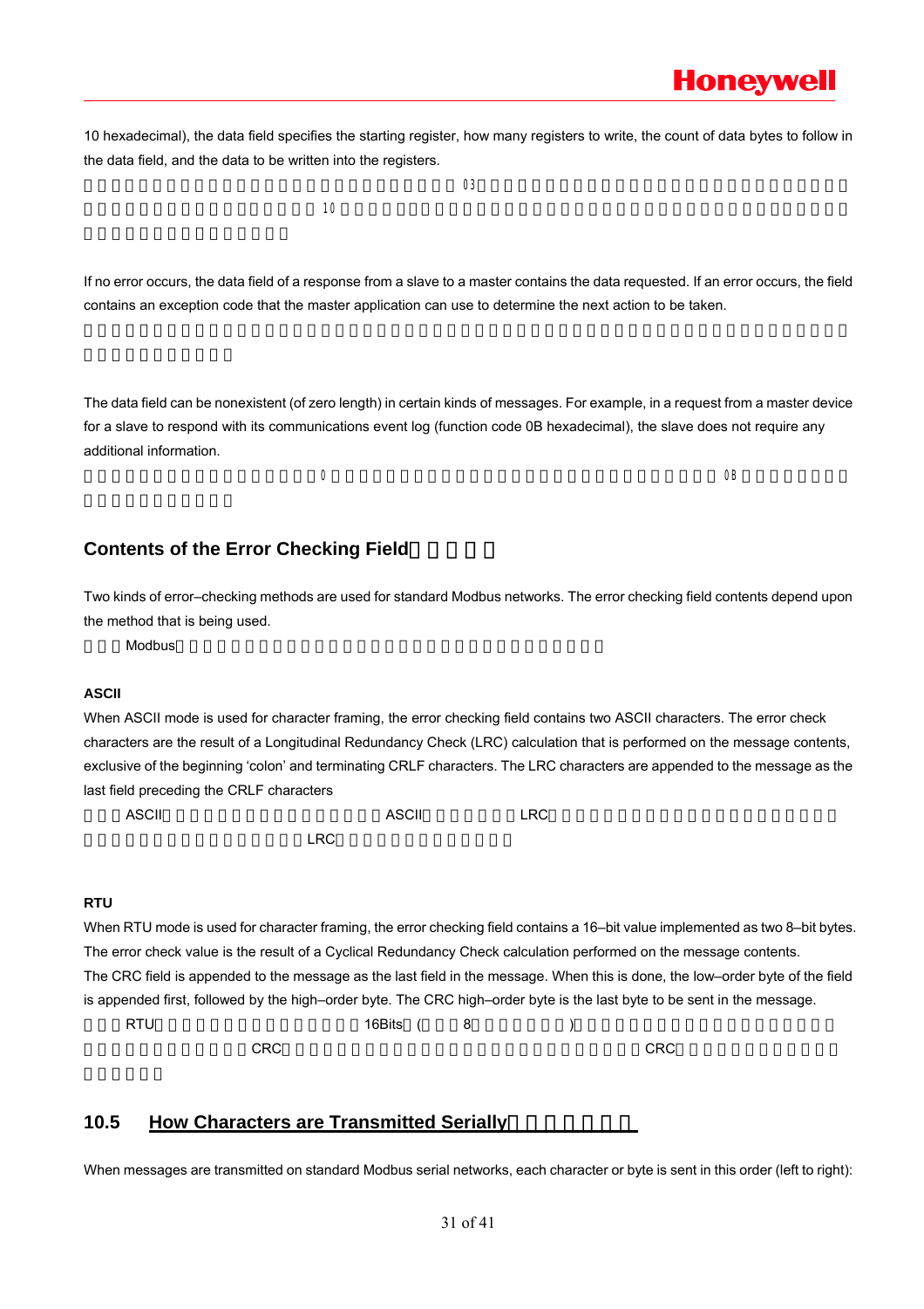10 hexadecimal), the data field specifies the starting register, how many registers to write, the count of data bytes to follow in the data field, and the data to be written into the registers.

03

10

If no error occurs, the data field of a response from a slave to a master contains the data requested. If an error occurs, the field contains an exception code that the master application can use to determine the next action to be taken.

The data field can be nonexistent (of zero length) in certain kinds of messages. For example, in a request from a master device for a slave to respond with its communications event log (function code 0B hexadecimal), the slave does not require any additional information.

0 0B

## Contents of the Error Checking Field

Two kinds of error–checking methods are used for standard Modbus networks. The error checking field contents depend upon the method that is being used.

Modbus

### ASCII

When ASCII mode is used for character framing, the error checking field contains two ASCII characters. The error check characters are the result of a Longitudinal Redundancy Check (LRC) calculation that is performed on the message contents, exclusive of the beginning 'colon' and terminating CRLF characters. The LRC characters are appended to the message as the last field preceding the CRLF characters

ASCII ASCII LRC

LRC

### RTU

When RTU mode is used for character framing, the error checking field contains a 16–bit value implemented as two 8–bit bytes. The error check value is the result of a Cyclical Redundancy Check calculation performed on the message contents. The CRC field is appended to the message as the last field in the message. When this is done, the low–order byte of the field is appended first, followed by the high–order byte. The CRC high–order byte is the last byte to be sent in the message.

RTU 16Bits ( 8 )

CRC CRC

## 10.5 How Characters are Transmitted Serially

When messages are transmitted on standard Modbus serial networks, each character or byte is sent in this order (left to right):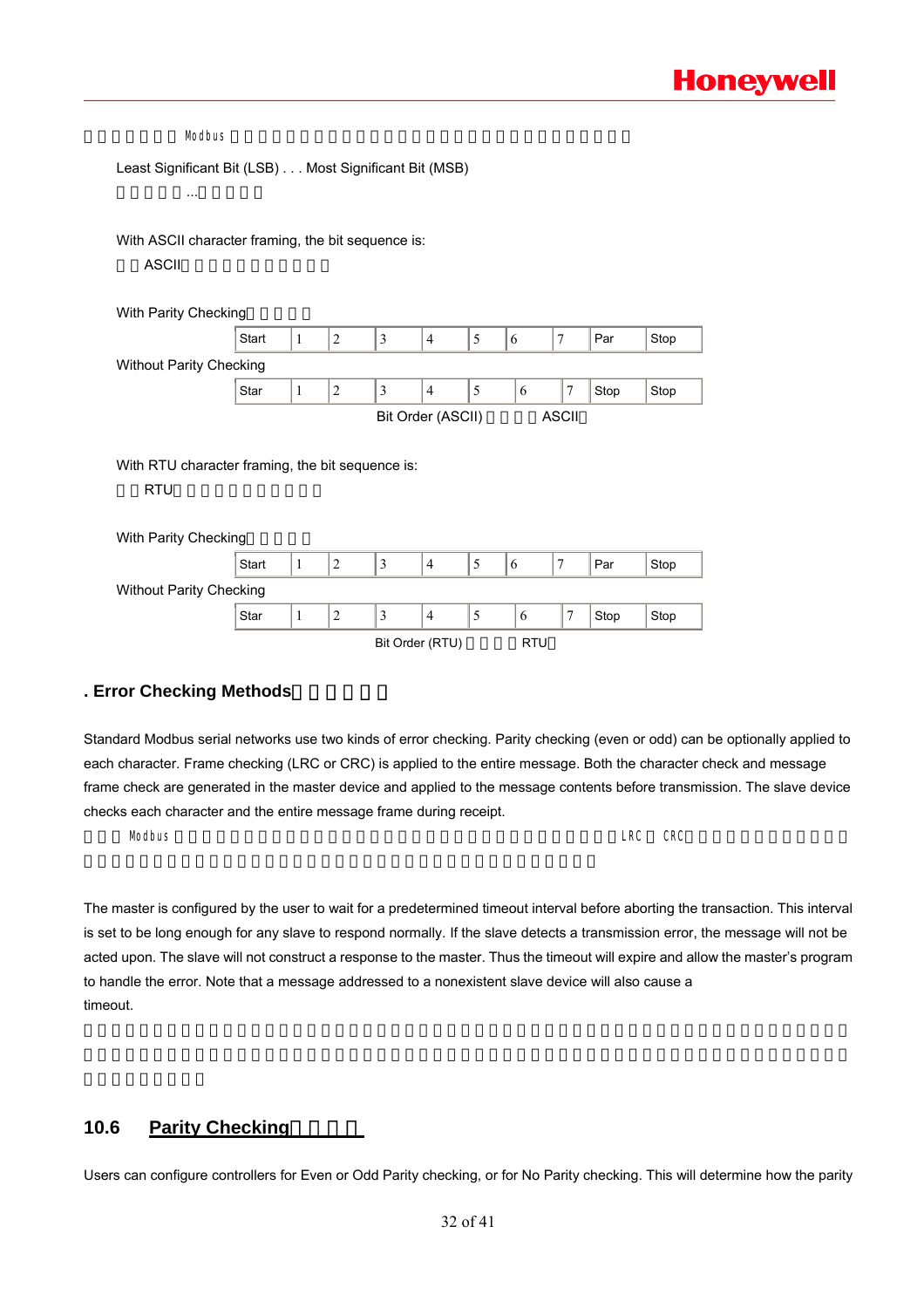Modbus

Least Significant Bit (LSB) . . . Most Significant Bit (MSB)

...

With ASCII character framing, the bit sequence is:

ASCII

With Parity Checking

| Start | 1 | 2 | 3 | 4 | 5 | 6 | 7 | Par | Stop |
|---|---|---|---|---|---|---|---|---|---|

Without Parity Checking

| Star | 1 | 2 | 3 | 4 | 5 | 6 | 7 | Stop | Stop |
|---|---|---|---|---|---|---|---|---|---|

Bit Order (ASCII) ASCII

With RTU character framing, the bit sequence is:

RTU

With Parity Checking

| Start | 1 | 2 | 3 | 4 | 5 | 6 | 7 | Par | Stop |
|---|---|---|---|---|---|---|---|---|---|

Without Parity Checking

| Star | 1 | 2 | 3 | 4 | 5 | 6 | 7 | Stop | Stop |
|---|---|---|---|---|---|---|---|---|---|

Bit Order (RTU) RTU

### . Error Checking Methods

Standard Modbus serial networks use two kinds of error checking. Parity checking (even or odd) can be optionally applied to each character. Frame checking (LRC or CRC) is applied to the entire message. Both the character check and message frame check are generated in the master device and applied to the message contents before transmission. The slave device checks each character and the entire message frame during receipt.

Modbus LRC CRC

The master is configured by the user to wait for a predetermined timeout interval before aborting the transaction. This interval is set to be long enough for any slave to respond normally. If the slave detects a transmission error, the message will not be acted upon. The slave will not construct a response to the master. Thus the timeout will expire and allow the master's program to handle the error. Note that a message addressed to a nonexistent slave device will also cause a timeout.

## 10.6 Parity Checking

Users can configure controllers for Even or Odd Parity checking, or for No Parity checking. This will determine how the parity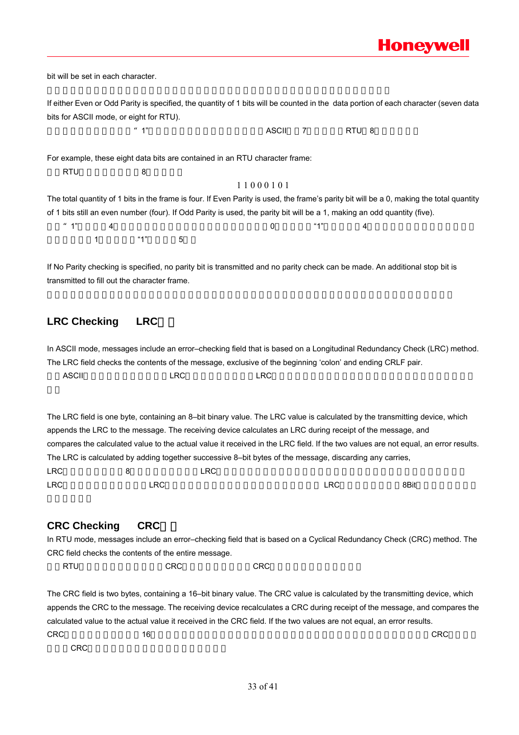bit will be set in each character.

If either Even or Odd Parity is specified, the quantity of 1 bits will be counted in the data portion of each character (seven data bits for ASCII mode, or eight for RTU).

" 1" ASCII 7 RTU 8

For example, these eight data bits are contained in an RTU character frame:

RTU 8

1 1 0 0 0 1 0 1

The total quantity of 1 bits in the frame is four. If Even Parity is used, the frame's parity bit will be a 0, making the total quantity of 1 bits still an even number (four). If Odd Parity is used, the parity bit will be a 1, making an odd quantity (five).

" 1" 4 0 "1" 4 1 "1" 5

If No Parity checking is specified, no parity bit is transmitted and no parity check can be made. An additional stop bit is transmitted to fill out the character frame.

## LRC Checking LRC

In ASCII mode, messages include an error–checking field that is based on a Longitudinal Redundancy Check (LRC) method. The LRC field checks the contents of the message, exclusive of the beginning 'colon' and ending CRLF pair.

ASCII LRC LRC

The LRC field is one byte, containing an 8–bit binary value. The LRC value is calculated by the transmitting device, which appends the LRC to the message. The receiving device calculates an LRC during receipt of the message, and compares the calculated value to the actual value it received in the LRC field. If the two values are not equal, an error results. The LRC is calculated by adding together successive 8–bit bytes of the message, discarding any carries,

LRC 8 LRC

LRC LRC LRC 8Bit

## CRC Checking CRC

In RTU mode, messages include an error–checking field that is based on a Cyclical Redundancy Check (CRC) method. The CRC field checks the contents of the entire message.

RTU CRC CRC

The CRC field is two bytes, containing a 16–bit binary value. The CRC value is calculated by the transmitting device, which appends the CRC to the message. The receiving device recalculates a CRC during receipt of the message, and compares the calculated value to the actual value it received in the CRC field. If the two values are not equal, an error results.

CRC 16 CRC

CRC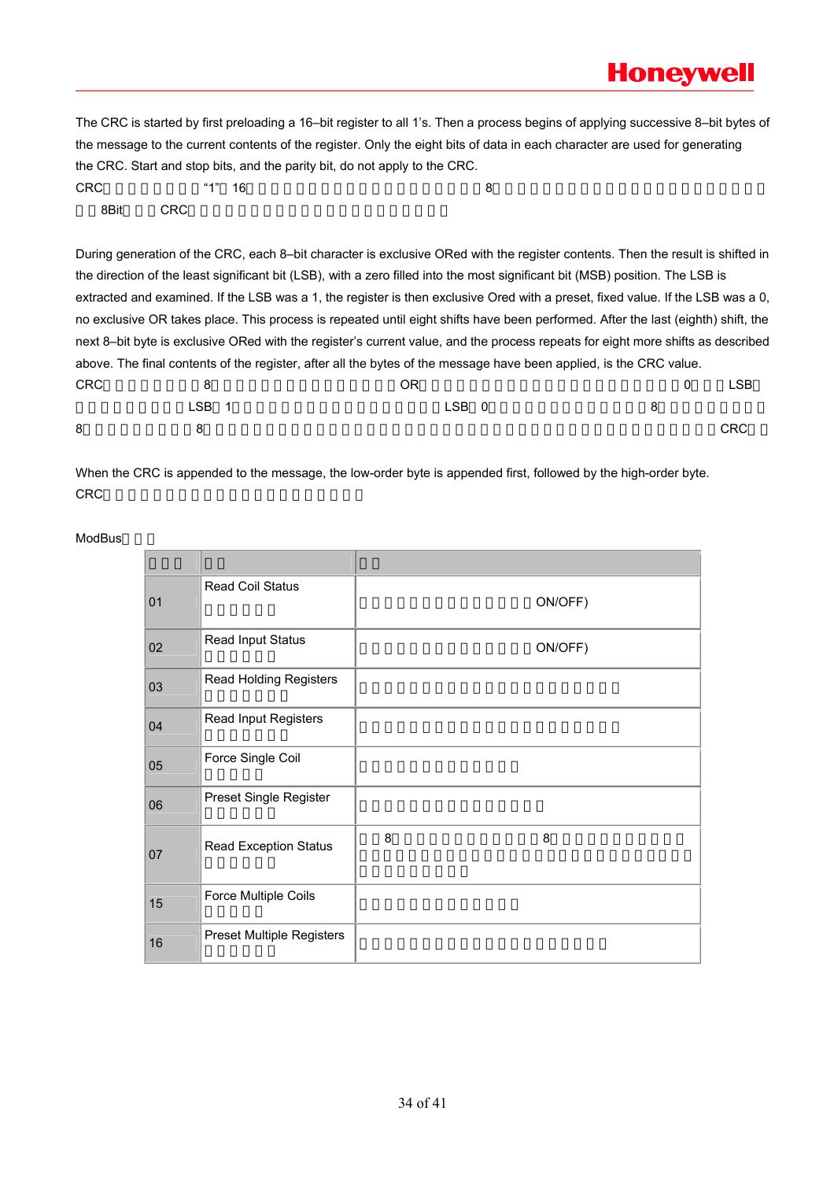The CRC is started by first preloading a 16–bit register to all 1's. Then a process begins of applying successive 8–bit bytes of the message to the current contents of the register. Only the eight bits of data in each character are used for generating the CRC. Start and stop bits, and the parity bit, do not apply to the CRC.

CRC “1” 16 8 8Bit CRC

During generation of the CRC, each 8–bit character is exclusive ORed with the register contents. Then the result is shifted in the direction of the least significant bit (LSB), with a zero filled into the most significant bit (MSB) position. The LSB is extracted and examined. If the LSB was a 1, the register is then exclusive Ored with a preset, fixed value. If the LSB was a 0, no exclusive OR takes place. This process is repeated until eight shifts have been performed. After the last (eighth) shift, the next 8–bit byte is exclusive ORed with the register's current value, and the process repeats for eight more shifts as described above. The final contents of the register, after all the bytes of the message have been applied, is the CRC value.

CRC 8 OR 0 LSB LSB 1 LSB 0 8 8 8 CRC

When the CRC is appended to the message, the low-order byte is appended first, followed by the high-order byte.

CRC

ModBus

| | | |
|---|---|---|
| 01 | Read Coil Status | ON/OFF) |
| 02 | Read Input Status | ON/OFF) |
| 03 | Read Holding Registers | |
| 04 | Read Input Registers | |
| 05 | Force Single Coil | |
| 06 | Preset Single Register | |
| 07 | Read Exception Status | 8 8 |
| 15 | Force Multiple Coils | |
| 16 | Preset Multiple Registers | |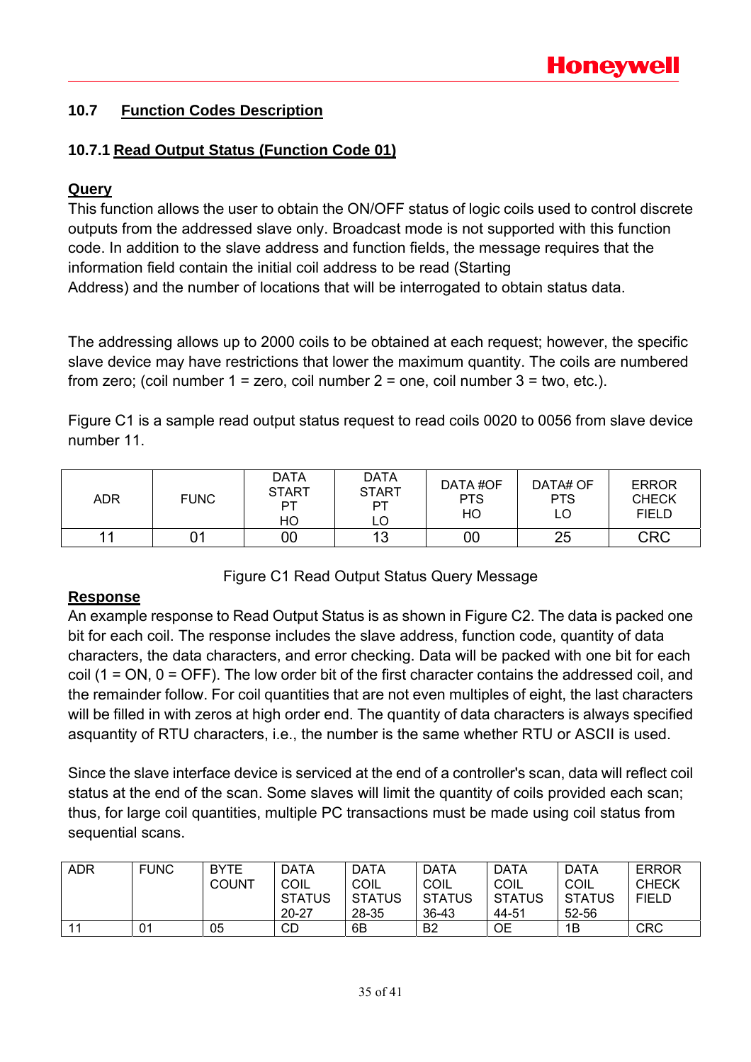## 10.7 Function Codes Description

### 10.7.1 Read Output Status (Function Code 01)

**Query**

This function allows the user to obtain the ON/OFF status of logic coils used to control discrete outputs from the addressed slave only. Broadcast mode is not supported with this function code. In addition to the slave address and function fields, the message requires that the information field contain the initial coil address to be read (Starting Address) and the number of locations that will be interrogated to obtain status data.

The addressing allows up to 2000 coils to be obtained at each request; however, the specific slave device may have restrictions that lower the maximum quantity. The coils are numbered from zero; (coil number 1 = zero, coil number 2 = one, coil number 3 = two, etc.).

Figure C1 is a sample read output status request to read coils 0020 to 0056 from slave device number 11.

| ADR | FUNC | DATA START PT HO | DATA START PT LO | DATA #OF PTS HO | DATA# OF PTS LO | ERROR CHECK FIELD |
|---|---|---|---|---|---|---|
| 11 | 01 | 00 | 13 | 00 | 25 | CRC |

Figure C1 Read Output Status Query Message

**Response**

An example response to Read Output Status is as shown in Figure C2. The data is packed one bit for each coil. The response includes the slave address, function code, quantity of data characters, the data characters, and error checking. Data will be packed with one bit for each coil (1 = ON, 0 = OFF). The low order bit of the first character contains the addressed coil, and the remainder follow. For coil quantities that are not even multiples of eight, the last characters will be filled in with zeros at high order end. The quantity of data characters is always specified asquantity of RTU characters, i.e., the number is the same whether RTU or ASCII is used.

Since the slave interface device is serviced at the end of a controller's scan, data will reflect coil status at the end of the scan. Some slaves will limit the quantity of coils provided each scan; thus, for large coil quantities, multiple PC transactions must be made using coil status from sequential scans.

| ADR | FUNC | BYTE COUNT | DATA COIL STATUS 20-27 | DATA COIL STATUS 28-35 | DATA COIL STATUS 36-43 | DATA COIL STATUS 44-51 | DATA COIL STATUS 52-56 | ERROR CHECK FIELD |
|---|---|---|---|---|---|---|---|---|
| 11 | 01 | 05 | CD | 6B | B2 | OE | 1B | CRC |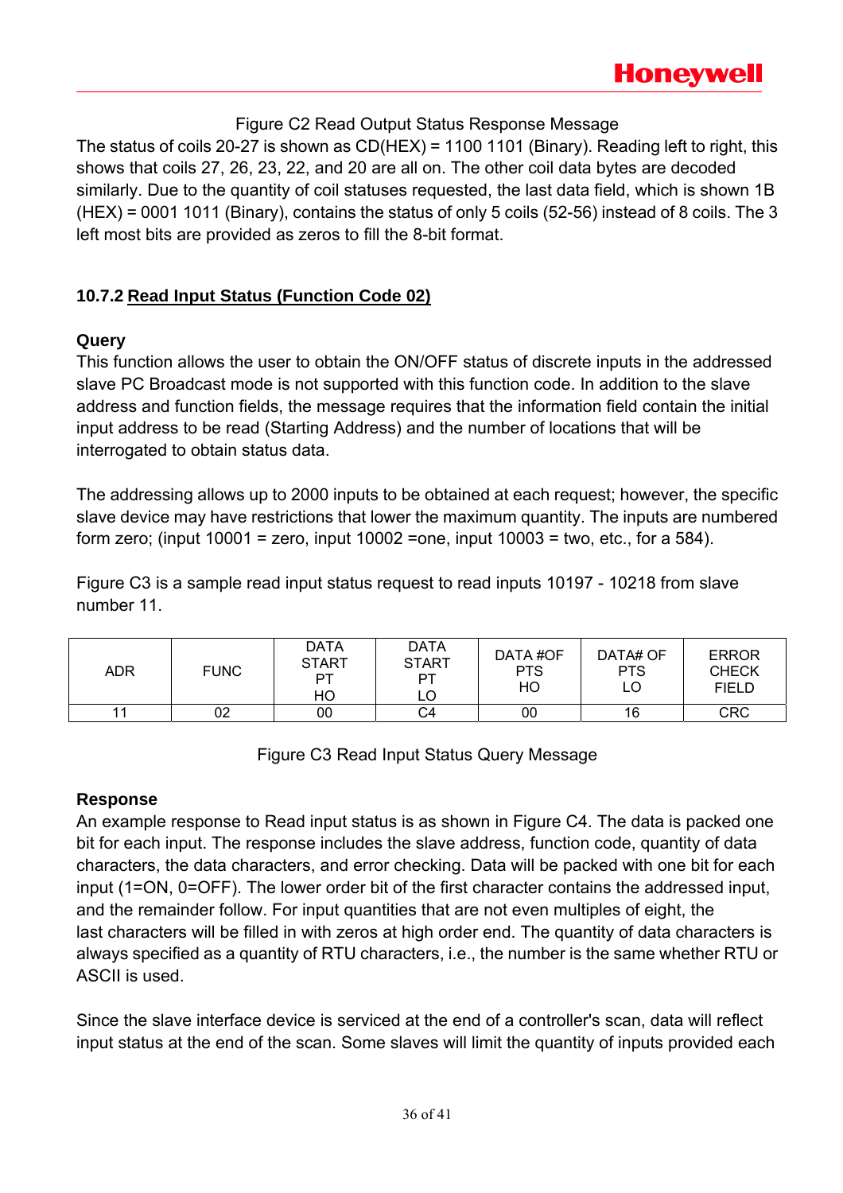Figure C2 Read Output Status Response Message

The status of coils 20-27 is shown as CD(HEX) = 1100 1101 (Binary). Reading left to right, this shows that coils 27, 26, 23, 22, and 20 are all on. The other coil data bytes are decoded similarly. Due to the quantity of coil statuses requested, the last data field, which is shown 1B (HEX) = 0001 1011 (Binary), contains the status of only 5 coils (52-56) instead of 8 coils. The 3 left most bits are provided as zeros to fill the 8-bit format.

### 10.7.2 Read Input Status (Function Code 02)

**Query**

This function allows the user to obtain the ON/OFF status of discrete inputs in the addressed slave PC Broadcast mode is not supported with this function code. In addition to the slave address and function fields, the message requires that the information field contain the initial input address to be read (Starting Address) and the number of locations that will be interrogated to obtain status data.

The addressing allows up to 2000 inputs to be obtained at each request; however, the specific slave device may have restrictions that lower the maximum quantity. The inputs are numbered form zero; (input 10001 = zero, input 10002 =one, input 10003 = two, etc., for a 584).

Figure C3 is a sample read input status request to read inputs 10197 - 10218 from slave number 11.

| ADR | FUNC | DATA START PT HO | DATA START PT LO | DATA #OF PTS HO | DATA# OF PTS LO | ERROR CHECK FIELD |
|---|---|---|---|---|---|---|
| 11 | 02 | 00 | C4 | 00 | 16 | CRC |

Figure C3 Read Input Status Query Message

**Response**

An example response to Read input status is as shown in Figure C4. The data is packed one bit for each input. The response includes the slave address, function code, quantity of data characters, the data characters, and error checking. Data will be packed with one bit for each input (1=ON, 0=OFF). The lower order bit of the first character contains the addressed input, and the remainder follow. For input quantities that are not even multiples of eight, the last characters will be filled in with zeros at high order end. The quantity of data characters is always specified as a quantity of RTU characters, i.e., the number is the same whether RTU or ASCII is used.

Since the slave interface device is serviced at the end of a controller's scan, data will reflect input status at the end of the scan. Some slaves will limit the quantity of inputs provided each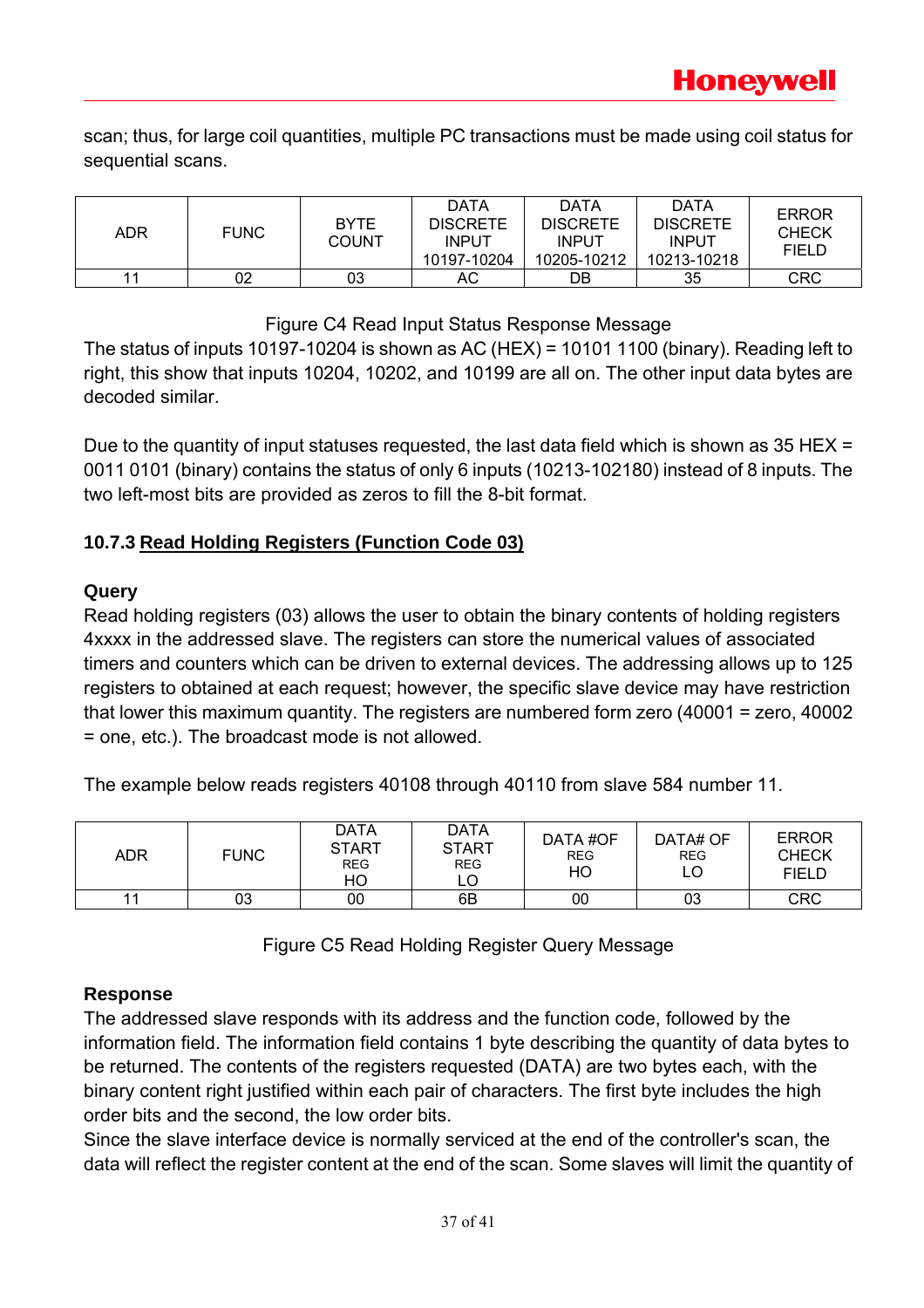scan; thus, for large coil quantities, multiple PC transactions must be made using coil status for sequential scans.

| ADR | FUNC | BYTE COUNT | DATA DISCRETE INPUT 10197-10204 | DATA DISCRETE INPUT 10205-10212 | DATA DISCRETE INPUT 10213-10218 | ERROR CHECK FIELD |
|---|---|---|---|---|---|---|
| 11 | 02 | 03 | AC | DB | 35 | CRC |

Figure C4 Read Input Status Response Message

The status of inputs 10197-10204 is shown as AC (HEX) = 10101 1100 (binary). Reading left to right, this show that inputs 10204, 10202, and 10199 are all on. The other input data bytes are decoded similar.

Due to the quantity of input statuses requested, the last data field which is shown as 35 HEX = 0011 0101 (binary) contains the status of only 6 inputs (10213-102180) instead of 8 inputs. The two left-most bits are provided as zeros to fill the 8-bit format.

### 10.7.3 Read Holding Registers (Function Code 03)

**Query**

Read holding registers (03) allows the user to obtain the binary contents of holding registers 4xxxx in the addressed slave. The registers can store the numerical values of associated timers and counters which can be driven to external devices. The addressing allows up to 125 registers to obtained at each request; however, the specific slave device may have restriction that lower this maximum quantity. The registers are numbered form zero (40001 = zero, 40002 = one, etc.). The broadcast mode is not allowed.

The example below reads registers 40108 through 40110 from slave 584 number 11.

| ADR | FUNC | DATA START REG HO | DATA START REG LO | DATA #OF REG HO | DATA# OF REG LO | ERROR CHECK FIELD |
|---|---|---|---|---|---|---|
| 11 | 03 | 00 | 6B | 00 | 03 | CRC |

Figure C5 Read Holding Register Query Message

**Response**

The addressed slave responds with its address and the function code, followed by the information field. The information field contains 1 byte describing the quantity of data bytes to be returned. The contents of the registers requested (DATA) are two bytes each, with the binary content right justified within each pair of characters. The first byte includes the high order bits and the second, the low order bits.

Since the slave interface device is normally serviced at the end of the controller's scan, the data will reflect the register content at the end of the scan. Some slaves will limit the quantity of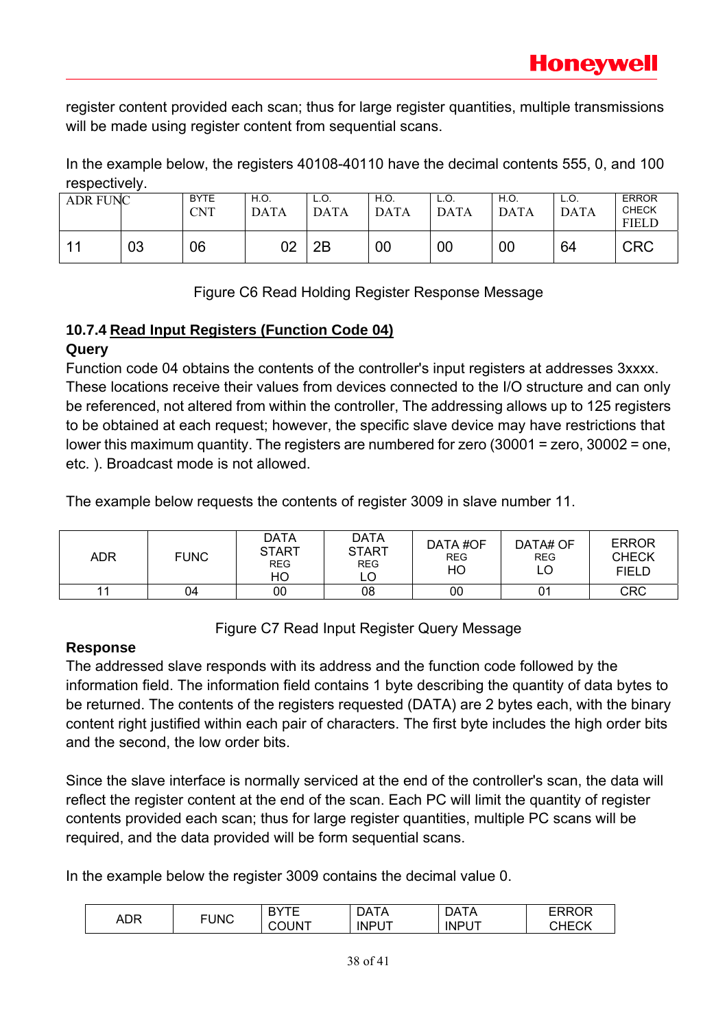register content provided each scan; thus for large register quantities, multiple transmissions will be made using register content from sequential scans.

In the example below, the registers 40108-40110 have the decimal contents 555, 0, and 100 respectively.

| ADR | FUNC | BYTE CNT | H.O. DATA | L.O. DATA | H.O. DATA | L.O. DATA | H.O. DATA | L.O. DATA | ERROR CHECK FIELD |
|---|---|---|---|---|---|---|---|---|---|
| 11 | 03 | 06 | 02 | 2B | 00 | 00 | 00 | 64 | CRC |

Figure C6 Read Holding Register Response Message

### 10.7.4 Read Input Registers (Function Code 04)

**Query**

Function code 04 obtains the contents of the controller's input registers at addresses 3xxxx. These locations receive their values from devices connected to the I/O structure and can only be referenced, not altered from within the controller, The addressing allows up to 125 registers to be obtained at each request; however, the specific slave device may have restrictions that lower this maximum quantity. The registers are numbered for zero (30001 = zero, 30002 = one, etc. ). Broadcast mode is not allowed.

The example below requests the contents of register 3009 in slave number 11.

| ADR | FUNC | DATA START REG HO | DATA START REG LO | DATA #OF REG HO | DATA# OF REG LO | ERROR CHECK FIELD |
|---|---|---|---|---|---|---|
| 11 | 04 | 00 | 08 | 00 | 01 | CRC |

Figure C7 Read Input Register Query Message

**Response**

The addressed slave responds with its address and the function code followed by the information field. The information field contains 1 byte describing the quantity of data bytes to be returned. The contents of the registers requested (DATA) are 2 bytes each, with the binary content right justified within each pair of characters. The first byte includes the high order bits and the second, the low order bits.

Since the slave interface is normally serviced at the end of the controller's scan, the data will reflect the register content at the end of the scan. Each PC will limit the quantity of register contents provided each scan; thus for large register quantities, multiple PC scans will be required, and the data provided will be form sequential scans.

In the example below the register 3009 contains the decimal value 0.

| ADR | FUNC | BYTE COUNT | DATA INPUT | DATA INPUT | ERROR CHECK |
|---|---|---|---|---|---|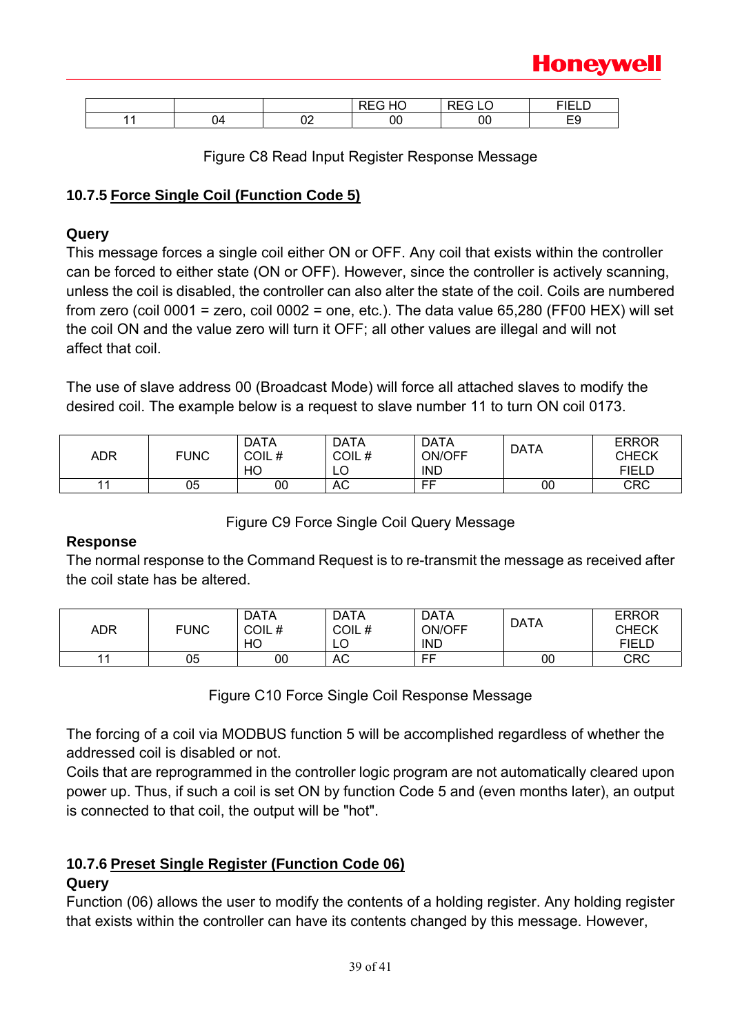| | | | REG HO | REG LO | FIELD |
|---|---|---|---|---|---|
| 11 | 04 | 02 | 00 | 00 | E9 |

Figure C8 Read Input Register Response Message

### 10.7.5 Force Single Coil (Function Code 5)

**Query**

This message forces a single coil either ON or OFF. Any coil that exists within the controller can be forced to either state (ON or OFF). However, since the controller is actively scanning, unless the coil is disabled, the controller can also alter the state of the coil. Coils are numbered from zero (coil 0001 = zero, coil 0002 = one, etc.). The data value 65,280 (FF00 HEX) will set the coil ON and the value zero will turn it OFF; all other values are illegal and will not affect that coil.

The use of slave address 00 (Broadcast Mode) will force all attached slaves to modify the desired coil. The example below is a request to slave number 11 to turn ON coil 0173.

| ADR | FUNC | DATA COIL # HO | DATA COIL # LO | DATA ON/OFF IND | DATA | ERROR CHECK FIELD |
|---|---|---|---|---|---|---|
| 11 | 05 | 00 | AC | FF | 00 | CRC |

Figure C9 Force Single Coil Query Message

**Response**

The normal response to the Command Request is to re-transmit the message as received after the coil state has be altered.

| ADR | FUNC | DATA COIL # HO | DATA COIL # LO | DATA ON/OFF IND | DATA | ERROR CHECK FIELD |
|---|---|---|---|---|---|---|
| 11 | 05 | 00 | AC | FF | 00 | CRC |

Figure C10 Force Single Coil Response Message

The forcing of a coil via MODBUS function 5 will be accomplished regardless of whether the addressed coil is disabled or not.
Coils that are reprogrammed in the controller logic program are not automatically cleared upon power up. Thus, if such a coil is set ON by function Code 5 and (even months later), an output is connected to that coil, the output will be "hot".

### 10.7.6 Preset Single Register (Function Code 06)

**Query**

Function (06) allows the user to modify the contents of a holding register. Any holding register that exists within the controller can have its contents changed by this message. However,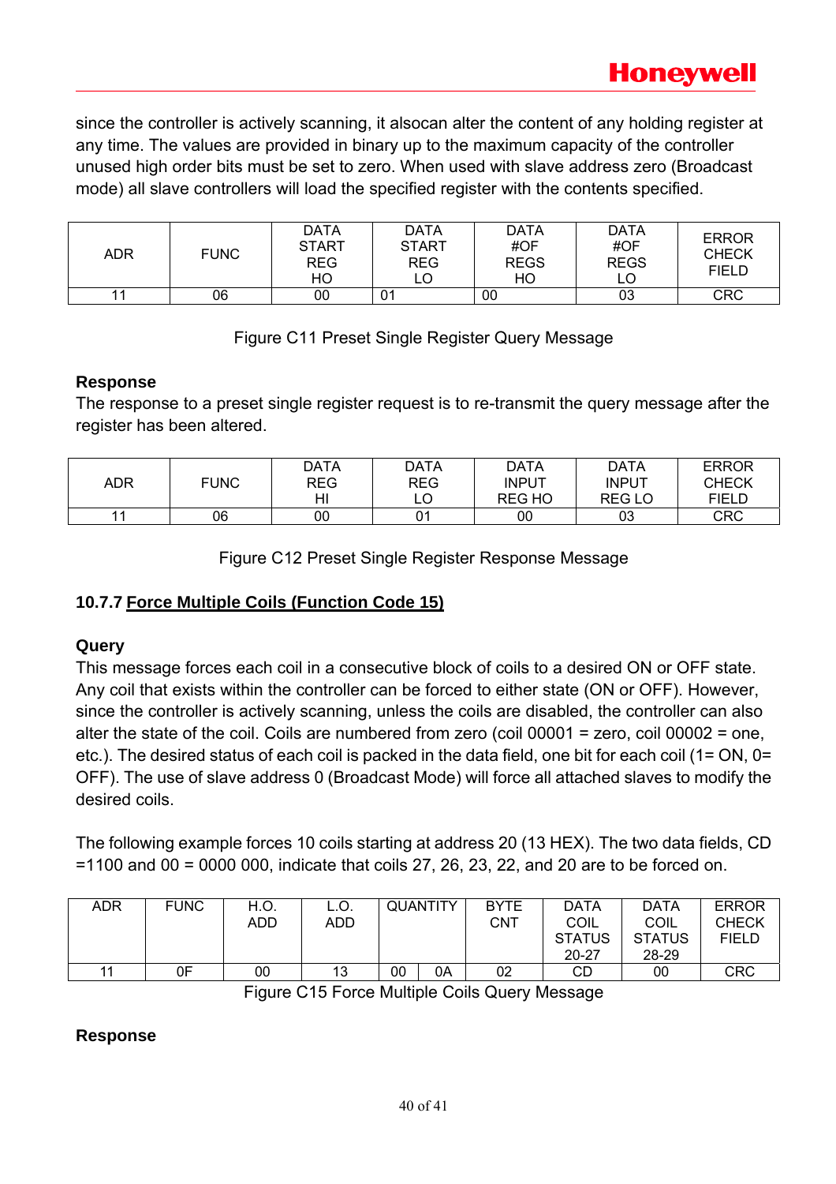since the controller is actively scanning, it alsocan alter the content of any holding register at any time. The values are provided in binary up to the maximum capacity of the controller unused high order bits must be set to zero. When used with slave address zero (Broadcast mode) all slave controllers will load the specified register with the contents specified.

| ADR | FUNC | DATA START REG HO | DATA START REG LO | DATA #OF REGS HO | DATA #OF REGS LO | ERROR CHECK FIELD |
|---|---|---|---|---|---|---|
| 11 | 06 | 00 | 01 | 00 | 03 | CRC |

Figure C11 Preset Single Register Query Message

**Response**

The response to a preset single register request is to re-transmit the query message after the register has been altered.

| ADR | FUNC | DATA REG HI | DATA REG LO | DATA INPUT REG HO | DATA INPUT REG LO | ERROR CHECK FIELD |
|---|---|---|---|---|---|---|
| 11 | 06 | 00 | 01 | 00 | 03 | CRC |

Figure C12 Preset Single Register Response Message

### 10.7.7 <u>Force Multiple Coils (Function Code 15)</u>

**Query**

This message forces each coil in a consecutive block of coils to a desired ON or OFF state. Any coil that exists within the controller can be forced to either state (ON or OFF). However, since the controller is actively scanning, unless the coils are disabled, the controller can also alter the state of the coil. Coils are numbered from zero (coil 00001 = zero, coil 00002 = one, etc.). The desired status of each coil is packed in the data field, one bit for each coil (1= ON, 0= OFF). The use of slave address 0 (Broadcast Mode) will force all attached slaves to modify the desired coils.

The following example forces 10 coils starting at address 20 (13 HEX). The two data fields, CD =1100 and 00 = 0000 000, indicate that coils 27, 26, 23, 22, and 20 are to be forced on.

| ADR | FUNC | H.O. ADD | L.O. ADD | QUANTITY | | BYTE CNT | DATA COIL STATUS 20-27 | DATA COIL STATUS 28-29 | ERROR CHECK FIELD |
|---|---|---|---|---|---|---|---|---|---|
| 11 | 0F | 00 | 13 | 00 | 0A | 02 | CD | 00 | CRC |

Figure C15 Force Multiple Coils Query Message

**Response**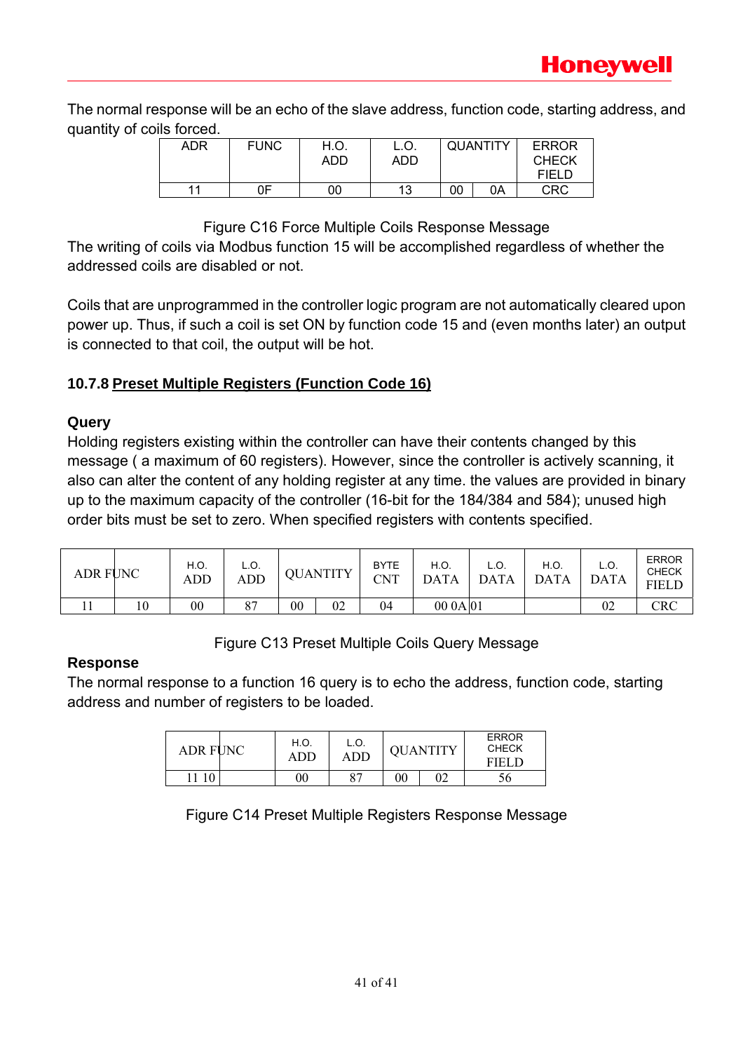The normal response will be an echo of the slave address, function code, starting address, and quantity of coils forced.

| ADR | FUNC | H.O. ADD | L.O. ADD | QUANTITY | | ERROR CHECK FIELD |
|---|---|---|---|---|---|---|
| 11 | 0F | 00 | 13 | 00 | 0A | CRC |

Figure C16 Force Multiple Coils Response Message

The writing of coils via Modbus function 15 will be accomplished regardless of whether the addressed coils are disabled or not.

Coils that are unprogrammed in the controller logic program are not automatically cleared upon power up. Thus, if such a coil is set ON by function code 15 and (even months later) an output is connected to that coil, the output will be hot.

### 10.7.8 Preset Multiple Registers (Function Code 16)

**Query**

Holding registers existing within the controller can have their contents changed by this message ( a maximum of 60 registers). However, since the controller is actively scanning, it also can alter the content of any holding register at any time. the values are provided in binary up to the maximum capacity of the controller (16-bit for the 184/384 and 584); unused high order bits must be set to zero. When specified registers with contents specified.

| ADR | FUNC | H.O. ADD | L.O. ADD | QUANTITY | | BYTE CNT | H.O. DATA | L.O. DATA | H.O. DATA | L.O. DATA | ERROR CHECK FIELD |
|---|---|---|---|---|---|---|---|---|---|---|---|
| 11 | 10 | 00 | 87 | 00 | 02 | 04 | 00 0A | 01 | | 02 | CRC |

Figure C13 Preset Multiple Coils Query Message

**Response**

The normal response to a function 16 query is to echo the address, function code, starting address and number of registers to be loaded.

| ADR | FUNC | H.O. ADD | L.O. ADD | QUANTITY | | ERROR CHECK FIELD |
|---|---|---|---|---|---|---|
| 11 10 | | 00 | 87 | 00 | 02 | 56 |

Figure C14 Preset Multiple Registers Response Message